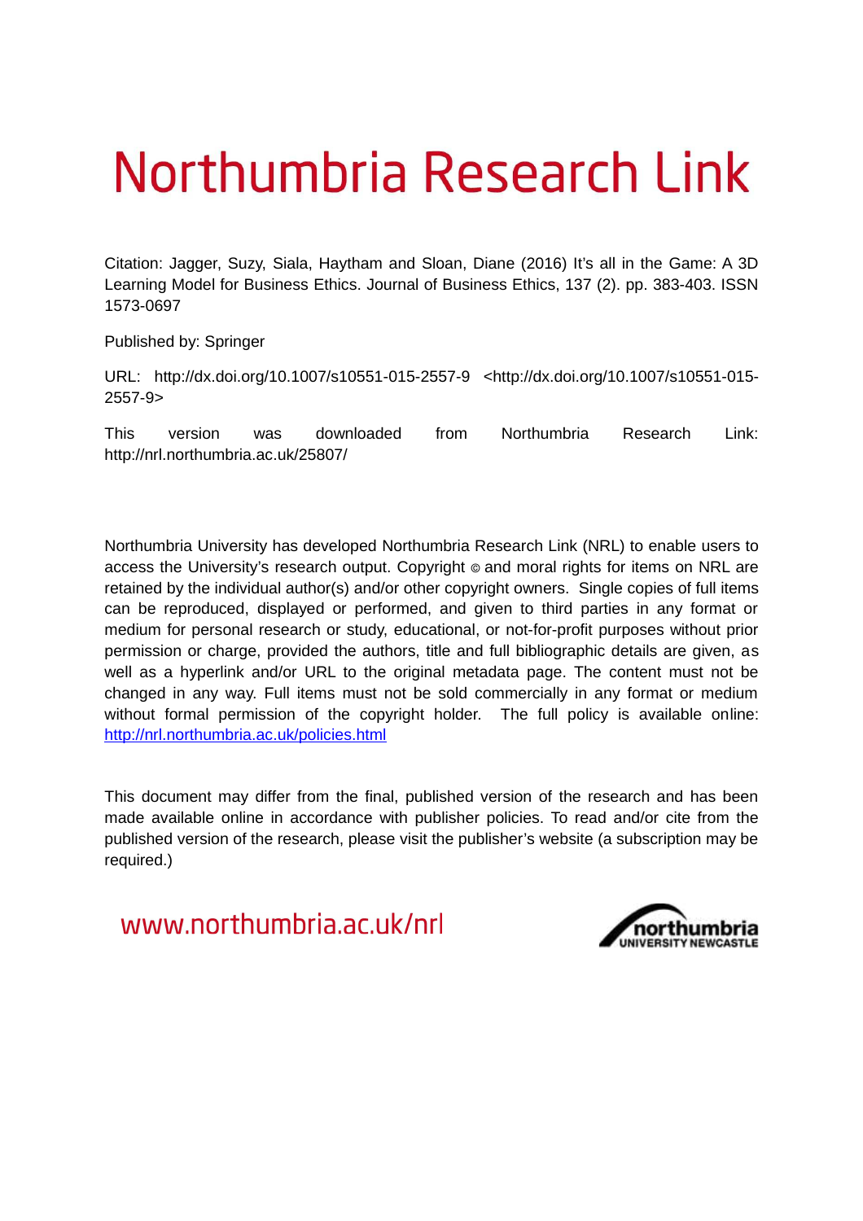# Northumbria Research Link

Citation: Jagger, Suzy, Siala, Haytham and Sloan, Diane (2016) It's all in the Game: A 3D Learning Model for Business Ethics. Journal of Business Ethics, 137 (2). pp. 383-403. ISSN 1573-0697

Published by: Springer

URL: http://dx.doi.org/10.1007/s10551-015-2557-9 <http://dx.doi.org/10.1007/s10551-015-2557-9>

This version was downloaded from Northumbria Research Link: http://nrl.northumbria.ac.uk/25807/

Northumbria University has developed Northumbria Research Link (NRL) to enable users to access the University's research output. Copyright © and moral rights for items on NRL are retained by the individual author(s) and/or other copyright owners. Single copies of full items can be reproduced, displayed or performed, and given to third parties in any format or medium for personal research or study, educational, or not-for-profit purposes without prior permission or charge, provided the authors, title and full bibliographic details are given, as well as a hyperlink and/or URL to the original metadata page. The content must not be changed in any way. Full items must not be sold commercially in any format or medium without formal permission of the copyright holder. The full policy is available online: [http://nrl.northumbria.ac.uk/policies.html](http://nrl.northumbria.ac.uk/policies.html)

This document may differ from the final, published version of the research and has been made available online in accordance with publisher policies. To read and/or cite from the published version of the research, please visit the publisher's website (a subscription may be required.)

www.northumbria.ac.uk/nrl

northumbria
UNIVERSITY NEWCASTLE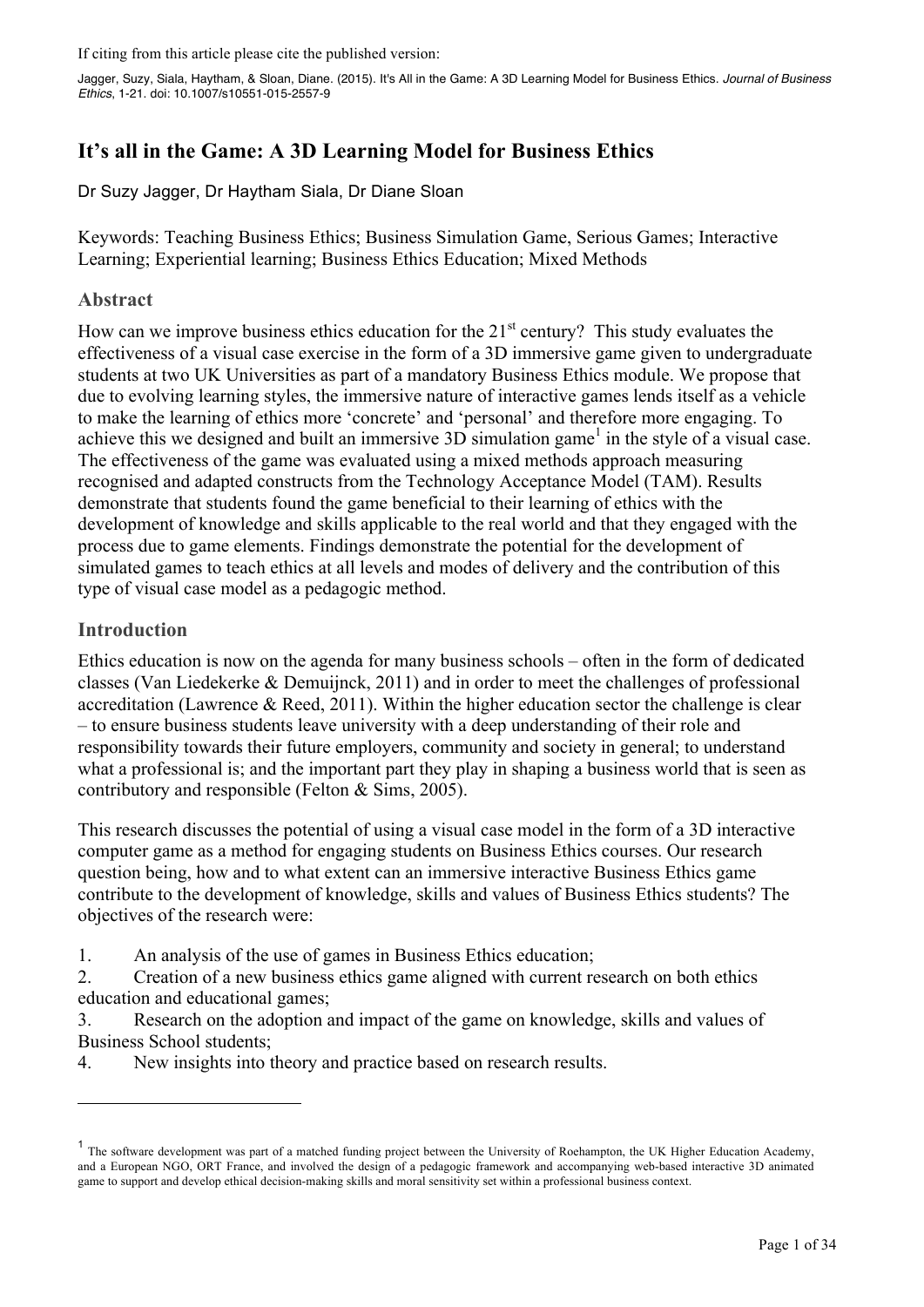If citing from this article please cite the published version:

Jagger, Suzy, Siala, Haytham, & Sloan, Diane. (2015). It's All in the Game: A 3D Learning Model for Business Ethics. *Journal of Business Ethics*, 1-21. doi: 10.1007/s10551-015-2557-9

# It's all in the Game: A 3D Learning Model for Business Ethics

Dr Suzy Jagger, Dr Haytham Siala, Dr Diane Sloan

Keywords: Teaching Business Ethics; Business Simulation Game, Serious Games; Interactive Learning; Experiential learning; Business Ethics Education; Mixed Methods

## Abstract

How can we improve business ethics education for the 21st century? This study evaluates the effectiveness of a visual case exercise in the form of a 3D immersive game given to undergraduate students at two UK Universities as part of a mandatory Business Ethics module. We propose that due to evolving learning styles, the immersive nature of interactive games lends itself as a vehicle to make the learning of ethics more 'concrete' and 'personal' and therefore more engaging. To achieve this we designed and built an immersive 3D simulation game[1] in the style of a visual case. The effectiveness of the game was evaluated using a mixed methods approach measuring recognised and adapted constructs from the Technology Acceptance Model (TAM). Results demonstrate that students found the game beneficial to their learning of ethics with the development of knowledge and skills applicable to the real world and that they engaged with the process due to game elements. Findings demonstrate the potential for the development of simulated games to teach ethics at all levels and modes of delivery and the contribution of this type of visual case model as a pedagogic method.

## Introduction

Ethics education is now on the agenda for many business schools – often in the form of dedicated classes (Van Liedekerke & Demuijnck, 2011) and in order to meet the challenges of professional accreditation (Lawrence & Reed, 2011). Within the higher education sector the challenge is clear – to ensure business students leave university with a deep understanding of their role and responsibility towards their future employers, community and society in general; to understand what a professional is; and the important part they play in shaping a business world that is seen as contributory and responsible (Felton & Sims, 2005).

This research discusses the potential of using a visual case model in the form of a 3D interactive computer game as a method for engaging students on Business Ethics courses. Our research question being, how and to what extent can an immersive interactive Business Ethics game contribute to the development of knowledge, skills and values of Business Ethics students? The objectives of the research were:

1. An analysis of the use of games in Business Ethics education;
2. Creation of a new business ethics game aligned with current research on both ethics education and educational games;
3. Research on the adoption and impact of the game on knowledge, skills and values of Business School students;
4. New insights into theory and practice based on research results.

[1] The software development was part of a matched funding project between the University of Roehampton, the UK Higher Education Academy, and a European NGO, ORT France, and involved the design of a pedagogic framework and accompanying web-based interactive 3D animated game to support and develop ethical decision-making skills and moral sensitivity set within a professional business context.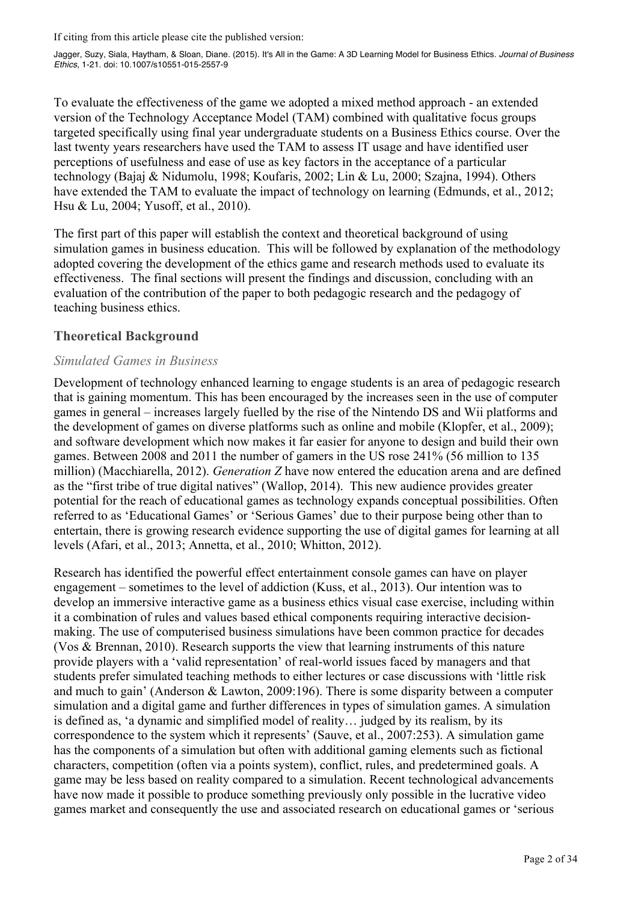To evaluate the effectiveness of the game we adopted a mixed method approach - an extended version of the Technology Acceptance Model (TAM) combined with qualitative focus groups targeted specifically using final year undergraduate students on a Business Ethics course. Over the last twenty years researchers have used the TAM to assess IT usage and have identified user perceptions of usefulness and ease of use as key factors in the acceptance of a particular technology (Bajaj & Nidumolu, 1998; Koufaris, 2002; Lin & Lu, 2000; Szajna, 1994). Others have extended the TAM to evaluate the impact of technology on learning (Edmunds, et al., 2012; Hsu & Lu, 2004; Yusoff, et al., 2010).

The first part of this paper will establish the context and theoretical background of using simulation games in business education. This will be followed by explanation of the methodology adopted covering the development of the ethics game and research methods used to evaluate its effectiveness. The final sections will present the findings and discussion, concluding with an evaluation of the contribution of the paper to both pedagogic research and the pedagogy of teaching business ethics.

## Theoretical Background

### *Simulated Games in Business*

Development of technology enhanced learning to engage students is an area of pedagogic research that is gaining momentum. This has been encouraged by the increases seen in the use of computer games in general – increases largely fuelled by the rise of the Nintendo DS and Wii platforms and the development of games on diverse platforms such as online and mobile (Klopfer, et al., 2009); and software development which now makes it far easier for anyone to design and build their own games. Between 2008 and 2011 the number of gamers in the US rose 241% (56 million to 135 million) (Macchiarella, 2012). *Generation Z* have now entered the education arena and are defined as the "first tribe of true digital natives" (Wallop, 2014). This new audience provides greater potential for the reach of educational games as technology expands conceptual possibilities. Often referred to as 'Educational Games' or 'Serious Games' due to their purpose being other than to entertain, there is growing research evidence supporting the use of digital games for learning at all levels (Afari, et al., 2013; Annetta, et al., 2010; Whitton, 2012).

Research has identified the powerful effect entertainment console games can have on player engagement – sometimes to the level of addiction (Kuss, et al., 2013). Our intention was to develop an immersive interactive game as a business ethics visual case exercise, including within it a combination of rules and values based ethical components requiring interactive decision-making. The use of computerised business simulations have been common practice for decades (Vos & Brennan, 2010). Research supports the view that learning instruments of this nature provide players with a 'valid representation' of real-world issues faced by managers and that students prefer simulated teaching methods to either lectures or case discussions with 'little risk and much to gain' (Anderson & Lawton, 2009:196). There is some disparity between a computer simulation and a digital game and further differences in types of simulation games. A simulation is defined as, 'a dynamic and simplified model of reality… judged by its realism, by its correspondence to the system which it represents' (Sauve, et al., 2007:253). A simulation game has the components of a simulation but often with additional gaming elements such as fictional characters, competition (often via a points system), conflict, rules, and predetermined goals. A game may be less based on reality compared to a simulation. Recent technological advancements have now made it possible to produce something previously only possible in the lucrative video games market and consequently the use and associated research on educational games or 'serious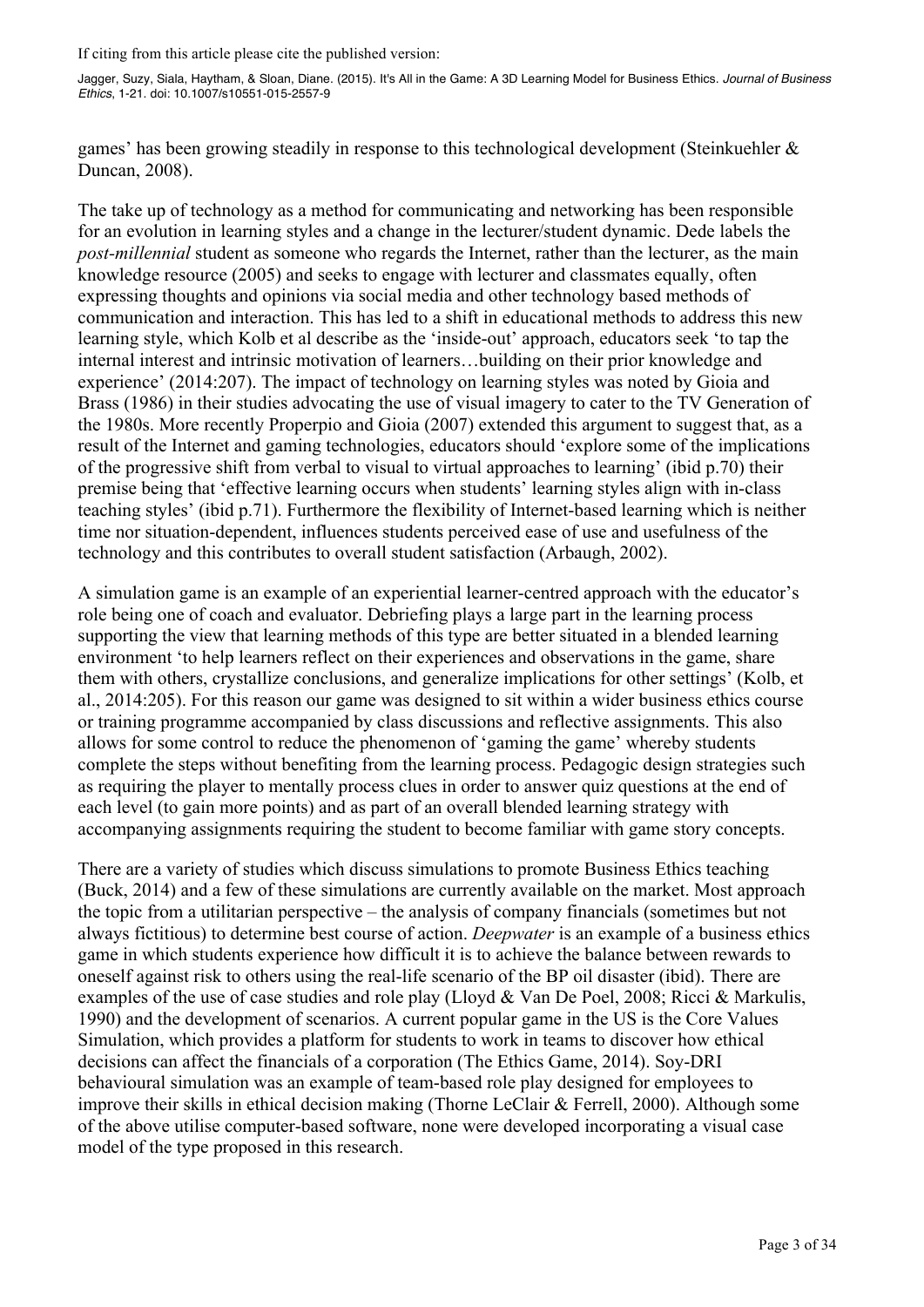games' has been growing steadily in response to this technological development (Steinkuehler & Duncan, 2008).

The take up of technology as a method for communicating and networking has been responsible for an evolution in learning styles and a change in the lecturer/student dynamic. Dede labels the *post-millennial* student as someone who regards the Internet, rather than the lecturer, as the main knowledge resource (2005) and seeks to engage with lecturer and classmates equally, often expressing thoughts and opinions via social media and other technology based methods of communication and interaction. This has led to a shift in educational methods to address this new learning style, which Kolb et al describe as the 'inside-out' approach, educators seek 'to tap the internal interest and intrinsic motivation of learners…building on their prior knowledge and experience' (2014:207). The impact of technology on learning styles was noted by Gioia and Brass (1986) in their studies advocating the use of visual imagery to cater to the TV Generation of the 1980s. More recently Properpio and Gioia (2007) extended this argument to suggest that, as a result of the Internet and gaming technologies, educators should 'explore some of the implications of the progressive shift from verbal to visual to virtual approaches to learning' (ibid p.70) their premise being that 'effective learning occurs when students' learning styles align with in-class teaching styles' (ibid p.71). Furthermore the flexibility of Internet-based learning which is neither time nor situation-dependent, influences students perceived ease of use and usefulness of the technology and this contributes to overall student satisfaction (Arbaugh, 2002).

A simulation game is an example of an experiential learner-centred approach with the educator's role being one of coach and evaluator. Debriefing plays a large part in the learning process supporting the view that learning methods of this type are better situated in a blended learning environment 'to help learners reflect on their experiences and observations in the game, share them with others, crystallize conclusions, and generalize implications for other settings' (Kolb, et al., 2014:205). For this reason our game was designed to sit within a wider business ethics course or training programme accompanied by class discussions and reflective assignments. This also allows for some control to reduce the phenomenon of 'gaming the game' whereby students complete the steps without benefiting from the learning process. Pedagogic design strategies such as requiring the player to mentally process clues in order to answer quiz questions at the end of each level (to gain more points) and as part of an overall blended learning strategy with accompanying assignments requiring the student to become familiar with game story concepts.

There are a variety of studies which discuss simulations to promote Business Ethics teaching (Buck, 2014) and a few of these simulations are currently available on the market. Most approach the topic from a utilitarian perspective – the analysis of company financials (sometimes but not always fictitious) to determine best course of action. *Deepwater* is an example of a business ethics game in which students experience how difficult it is to achieve the balance between rewards to oneself against risk to others using the real-life scenario of the BP oil disaster (ibid). There are examples of the use of case studies and role play (Lloyd & Van De Poel, 2008; Ricci & Markulis, 1990) and the development of scenarios. A current popular game in the US is the Core Values Simulation, which provides a platform for students to work in teams to discover how ethical decisions can affect the financials of a corporation (The Ethics Game, 2014). Soy-DRI behavioural simulation was an example of team-based role play designed for employees to improve their skills in ethical decision making (Thorne LeClair & Ferrell, 2000). Although some of the above utilise computer-based software, none were developed incorporating a visual case model of the type proposed in this research.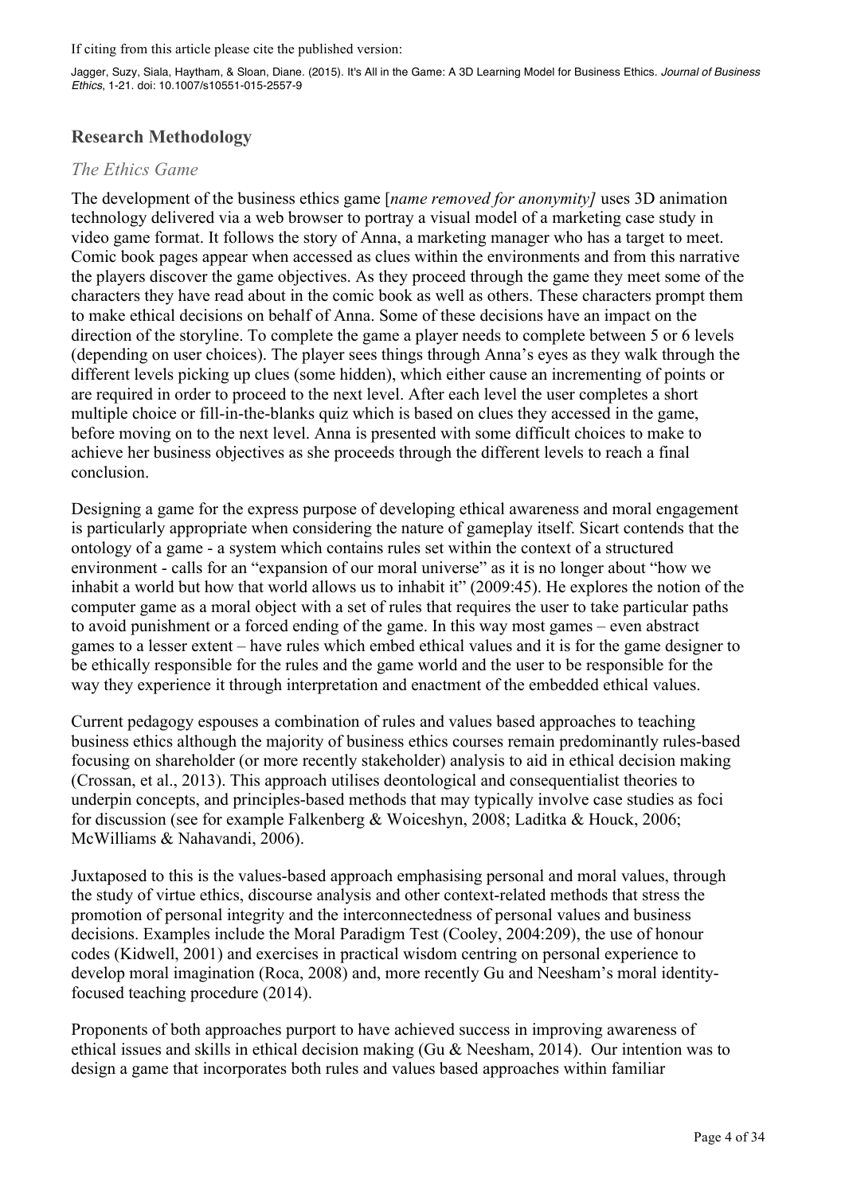## Research Methodology

### *The Ethics Game*

The development of the business ethics game [*name removed for anonymity]* uses 3D animation technology delivered via a web browser to portray a visual model of a marketing case study in video game format. It follows the story of Anna, a marketing manager who has a target to meet. Comic book pages appear when accessed as clues within the environments and from this narrative the players discover the game objectives. As they proceed through the game they meet some of the characters they have read about in the comic book as well as others. These characters prompt them to make ethical decisions on behalf of Anna. Some of these decisions have an impact on the direction of the storyline. To complete the game a player needs to complete between 5 or 6 levels (depending on user choices). The player sees things through Anna's eyes as they walk through the different levels picking up clues (some hidden), which either cause an incrementing of points or are required in order to proceed to the next level. After each level the user completes a short multiple choice or fill-in-the-blanks quiz which is based on clues they accessed in the game, before moving on to the next level. Anna is presented with some difficult choices to make to achieve her business objectives as she proceeds through the different levels to reach a final conclusion.

Designing a game for the express purpose of developing ethical awareness and moral engagement is particularly appropriate when considering the nature of gameplay itself. Sicart contends that the ontology of a game - a system which contains rules set within the context of a structured environment - calls for an "expansion of our moral universe" as it is no longer about "how we inhabit a world but how that world allows us to inhabit it" (2009:45). He explores the notion of the computer game as a moral object with a set of rules that requires the user to take particular paths to avoid punishment or a forced ending of the game. In this way most games – even abstract games to a lesser extent – have rules which embed ethical values and it is for the game designer to be ethically responsible for the rules and the game world and the user to be responsible for the way they experience it through interpretation and enactment of the embedded ethical values.

Current pedagogy espouses a combination of rules and values based approaches to teaching business ethics although the majority of business ethics courses remain predominantly rules-based focusing on shareholder (or more recently stakeholder) analysis to aid in ethical decision making (Crossan, et al., 2013). This approach utilises deontological and consequentialist theories to underpin concepts, and principles-based methods that may typically involve case studies as foci for discussion (see for example Falkenberg & Woiceshyn, 2008; Laditka & Houck, 2006; McWilliams & Nahavandi, 2006).

Juxtaposed to this is the values-based approach emphasising personal and moral values, through the study of virtue ethics, discourse analysis and other context-related methods that stress the promotion of personal integrity and the interconnectedness of personal values and business decisions. Examples include the Moral Paradigm Test (Cooley, 2004:209), the use of honour codes (Kidwell, 2001) and exercises in practical wisdom centring on personal experience to develop moral imagination (Roca, 2008) and, more recently Gu and Neesham's moral identity-focused teaching procedure (2014).

Proponents of both approaches purport to have achieved success in improving awareness of ethical issues and skills in ethical decision making (Gu & Neesham, 2014). Our intention was to design a game that incorporates both rules and values based approaches within familiar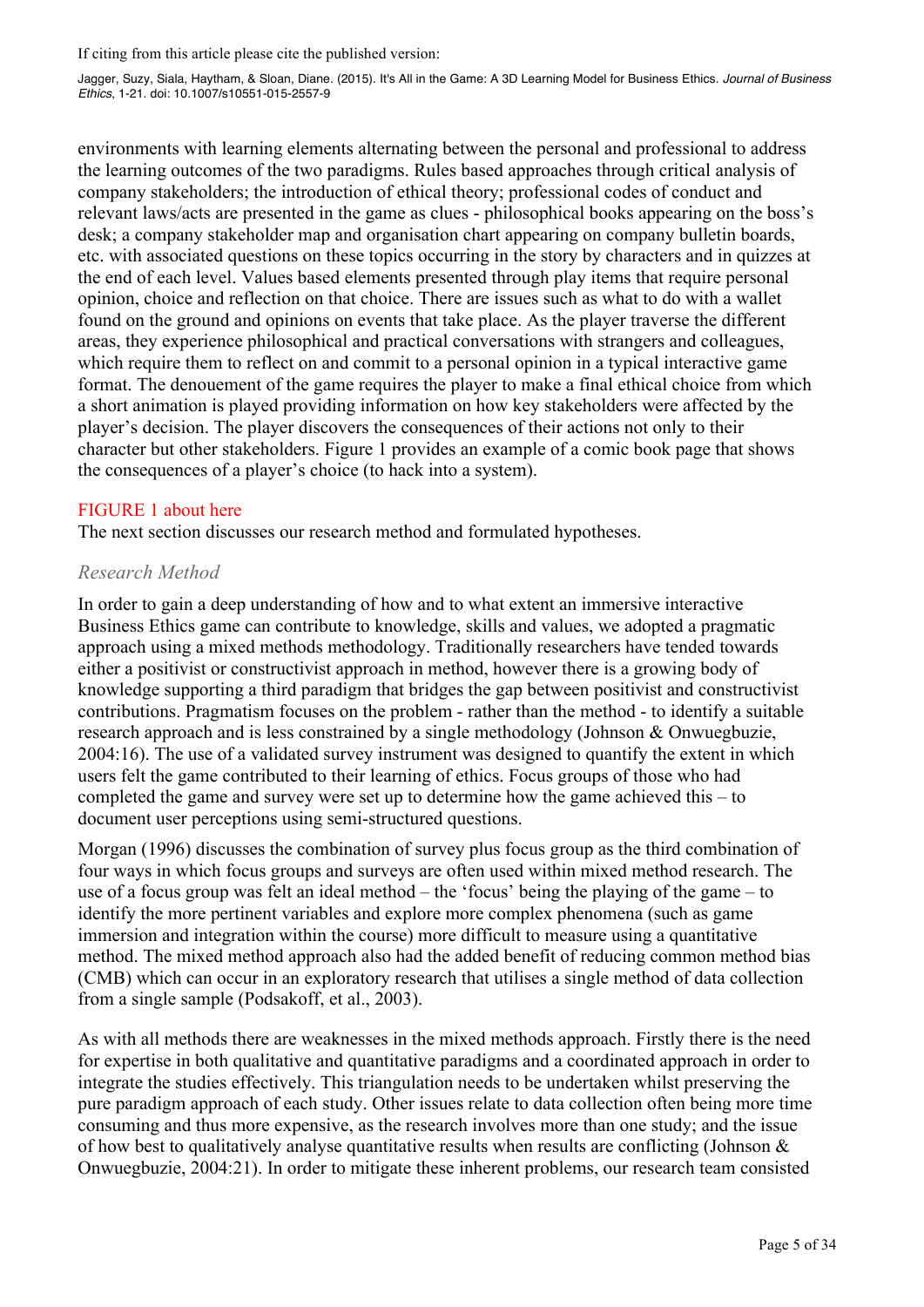environments with learning elements alternating between the personal and professional to address the learning outcomes of the two paradigms. Rules based approaches through critical analysis of company stakeholders; the introduction of ethical theory; professional codes of conduct and relevant laws/acts are presented in the game as clues - philosophical books appearing on the boss's desk; a company stakeholder map and organisation chart appearing on company bulletin boards, etc. with associated questions on these topics occurring in the story by characters and in quizzes at the end of each level. Values based elements presented through play items that require personal opinion, choice and reflection on that choice. There are issues such as what to do with a wallet found on the ground and opinions on events that take place. As the player traverse the different areas, they experience philosophical and practical conversations with strangers and colleagues, which require them to reflect on and commit to a personal opinion in a typical interactive game format. The denouement of the game requires the player to make a final ethical choice from which a short animation is played providing information on how key stakeholders were affected by the player's decision. The player discovers the consequences of their actions not only to their character but other stakeholders. Figure 1 provides an example of a comic book page that shows the consequences of a player's choice (to hack into a system).

FIGURE 1 about here

The next section discusses our research method and formulated hypotheses.

### *Research Method*

In order to gain a deep understanding of how and to what extent an immersive interactive Business Ethics game can contribute to knowledge, skills and values, we adopted a pragmatic approach using a mixed methods methodology. Traditionally researchers have tended towards either a positivist or constructivist approach in method, however there is a growing body of knowledge supporting a third paradigm that bridges the gap between positivist and constructivist contributions. Pragmatism focuses on the problem - rather than the method - to identify a suitable research approach and is less constrained by a single methodology (Johnson & Onwuegbuzie, 2004:16). The use of a validated survey instrument was designed to quantify the extent in which users felt the game contributed to their learning of ethics. Focus groups of those who had completed the game and survey were set up to determine how the game achieved this – to document user perceptions using semi-structured questions.

Morgan (1996) discusses the combination of survey plus focus group as the third combination of four ways in which focus groups and surveys are often used within mixed method research. The use of a focus group was felt an ideal method – the 'focus' being the playing of the game – to identify the more pertinent variables and explore more complex phenomena (such as game immersion and integration within the course) more difficult to measure using a quantitative method. The mixed method approach also had the added benefit of reducing common method bias (CMB) which can occur in an exploratory research that utilises a single method of data collection from a single sample (Podsakoff, et al., 2003).

As with all methods there are weaknesses in the mixed methods approach. Firstly there is the need for expertise in both qualitative and quantitative paradigms and a coordinated approach in order to integrate the studies effectively. This triangulation needs to be undertaken whilst preserving the pure paradigm approach of each study. Other issues relate to data collection often being more time consuming and thus more expensive, as the research involves more than one study; and the issue of how best to qualitatively analyse quantitative results when results are conflicting (Johnson & Onwuegbuzie, 2004:21). In order to mitigate these inherent problems, our research team consisted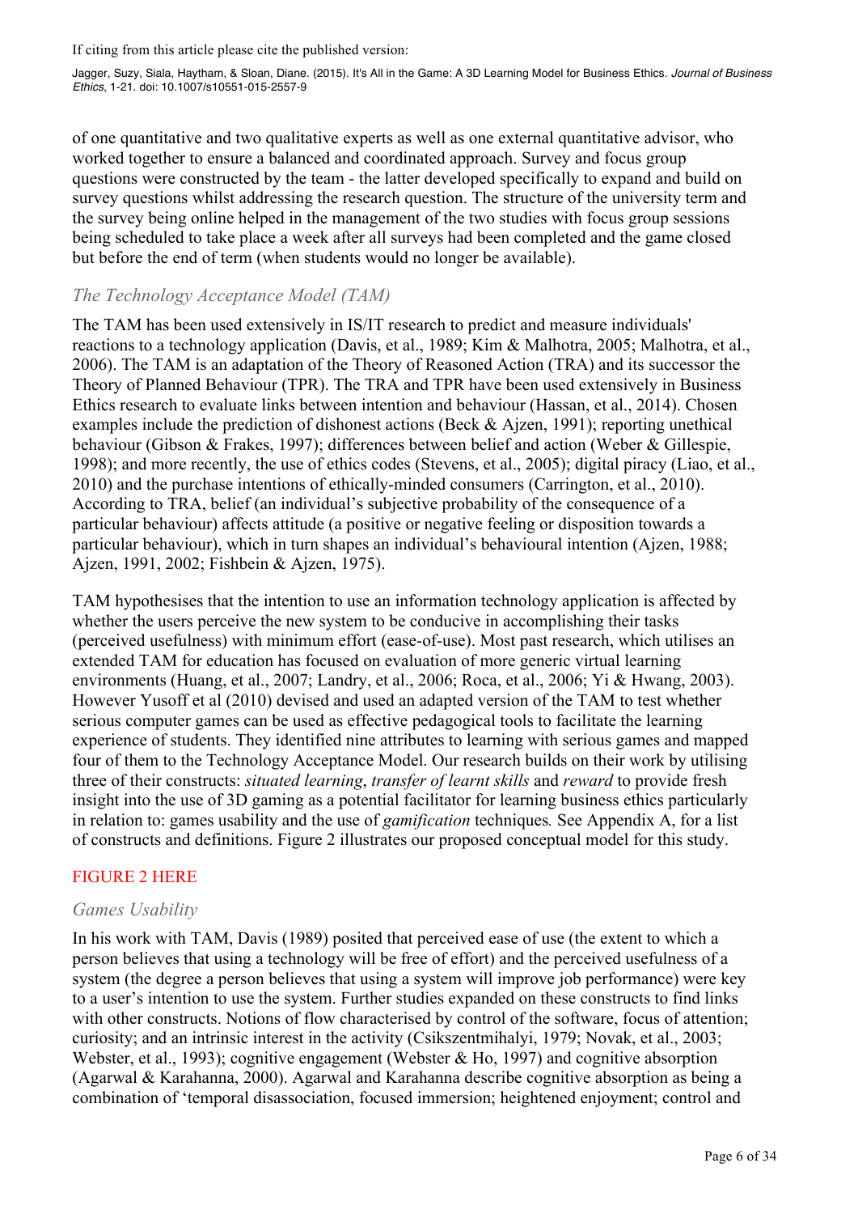of one quantitative and two qualitative experts as well as one external quantitative advisor, who worked together to ensure a balanced and coordinated approach. Survey and focus group questions were constructed by the team - the latter developed specifically to expand and build on survey questions whilst addressing the research question. The structure of the university term and the survey being online helped in the management of the two studies with focus group sessions being scheduled to take place a week after all surveys had been completed and the game closed but before the end of term (when students would no longer be available).

### *The Technology Acceptance Model (TAM)*

The TAM has been used extensively in IS/IT research to predict and measure individuals' reactions to a technology application (Davis, et al., 1989; Kim & Malhotra, 2005; Malhotra, et al., 2006). The TAM is an adaptation of the Theory of Reasoned Action (TRA) and its successor the Theory of Planned Behaviour (TPR). The TRA and TPR have been used extensively in Business Ethics research to evaluate links between intention and behaviour (Hassan, et al., 2014). Chosen examples include the prediction of dishonest actions (Beck & Ajzen, 1991); reporting unethical behaviour (Gibson & Frakes, 1997); differences between belief and action (Weber & Gillespie, 1998); and more recently, the use of ethics codes (Stevens, et al., 2005); digital piracy (Liao, et al., 2010) and the purchase intentions of ethically-minded consumers (Carrington, et al., 2010). According to TRA, belief (an individual's subjective probability of the consequence of a particular behaviour) affects attitude (a positive or negative feeling or disposition towards a particular behaviour), which in turn shapes an individual's behavioural intention (Ajzen, 1988; Ajzen, 1991, 2002; Fishbein & Ajzen, 1975).

TAM hypothesises that the intention to use an information technology application is affected by whether the users perceive the new system to be conducive in accomplishing their tasks (perceived usefulness) with minimum effort (ease-of-use). Most past research, which utilises an extended TAM for education has focused on evaluation of more generic virtual learning environments (Huang, et al., 2007; Landry, et al., 2006; Roca, et al., 2006; Yi & Hwang, 2003). However Yusoff et al (2010) devised and used an adapted version of the TAM to test whether serious computer games can be used as effective pedagogical tools to facilitate the learning experience of students. They identified nine attributes to learning with serious games and mapped four of them to the Technology Acceptance Model. Our research builds on their work by utilising three of their constructs: *situated learning*, *transfer of learnt skills* and *reward* to provide fresh insight into the use of 3D gaming as a potential facilitator for learning business ethics particularly in relation to: games usability and the use of *gamification* techniques*.* See Appendix A, for a list of constructs and definitions. Figure 2 illustrates our proposed conceptual model for this study.

FIGURE 2 HERE

### *Games Usability*

In his work with TAM, Davis (1989) posited that perceived ease of use (the extent to which a person believes that using a technology will be free of effort) and the perceived usefulness of a system (the degree a person believes that using a system will improve job performance) were key to a user's intention to use the system. Further studies expanded on these constructs to find links with other constructs. Notions of flow characterised by control of the software, focus of attention; curiosity; and an intrinsic interest in the activity (Csikszentmihalyi, 1979; Novak, et al., 2003; Webster, et al., 1993); cognitive engagement (Webster & Ho, 1997) and cognitive absorption (Agarwal & Karahanna, 2000). Agarwal and Karahanna describe cognitive absorption as being a combination of 'temporal disassociation, focused immersion; heightened enjoyment; control and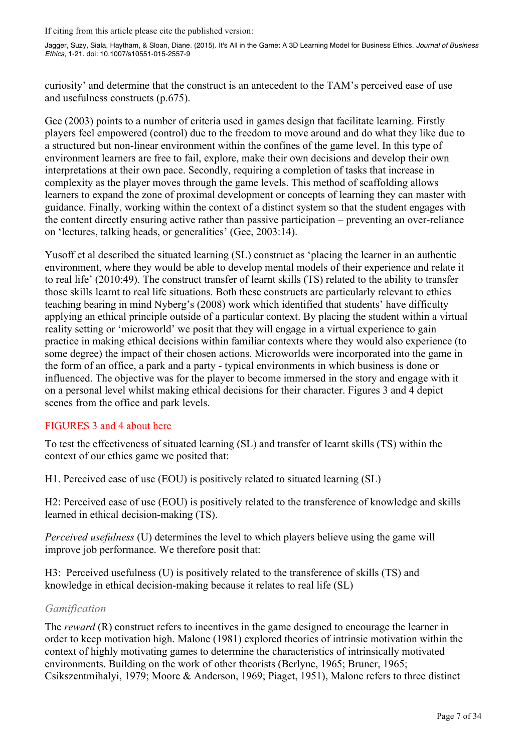curiosity' and determine that the construct is an antecedent to the TAM's perceived ease of use and usefulness constructs (p.675).

Gee (2003) points to a number of criteria used in games design that facilitate learning. Firstly players feel empowered (control) due to the freedom to move around and do what they like due to a structured but non-linear environment within the confines of the game level. In this type of environment learners are free to fail, explore, make their own decisions and develop their own interpretations at their own pace. Secondly, requiring a completion of tasks that increase in complexity as the player moves through the game levels. This method of scaffolding allows learners to expand the zone of proximal development or concepts of learning they can master with guidance. Finally, working within the context of a distinct system so that the student engages with the content directly ensuring active rather than passive participation – preventing an over-reliance on 'lectures, talking heads, or generalities' (Gee, 2003:14).

Yusoff et al described the situated learning (SL) construct as 'placing the learner in an authentic environment, where they would be able to develop mental models of their experience and relate it to real life' (2010:49). The construct transfer of learnt skills (TS) related to the ability to transfer those skills learnt to real life situations. Both these constructs are particularly relevant to ethics teaching bearing in mind Nyberg's (2008) work which identified that students' have difficulty applying an ethical principle outside of a particular context. By placing the student within a virtual reality setting or 'microworld' we posit that they will engage in a virtual experience to gain practice in making ethical decisions within familiar contexts where they would also experience (to some degree) the impact of their chosen actions. Microworlds were incorporated into the game in the form of an office, a park and a party - typical environments in which business is done or influenced. The objective was for the player to become immersed in the story and engage with it on a personal level whilst making ethical decisions for their character. Figures 3 and 4 depict scenes from the office and park levels.

FIGURES 3 and 4 about here

To test the effectiveness of situated learning (SL) and transfer of learnt skills (TS) within the context of our ethics game we posited that:

H1. Perceived ease of use (EOU) is positively related to situated learning (SL)

H2: Perceived ease of use (EOU) is positively related to the transference of knowledge and skills learned in ethical decision-making (TS).

*Perceived usefulness* (U) determines the level to which players believe using the game will improve job performance. We therefore posit that:

H3: Perceived usefulness (U) is positively related to the transference of skills (TS) and knowledge in ethical decision-making because it relates to real life (SL)

### *Gamification*

The *reward* (R) construct refers to incentives in the game designed to encourage the learner in order to keep motivation high. Malone (1981) explored theories of intrinsic motivation within the context of highly motivating games to determine the characteristics of intrinsically motivated environments. Building on the work of other theorists (Berlyne, 1965; Bruner, 1965; Csikszentmihalyi, 1979; Moore & Anderson, 1969; Piaget, 1951), Malone refers to three distinct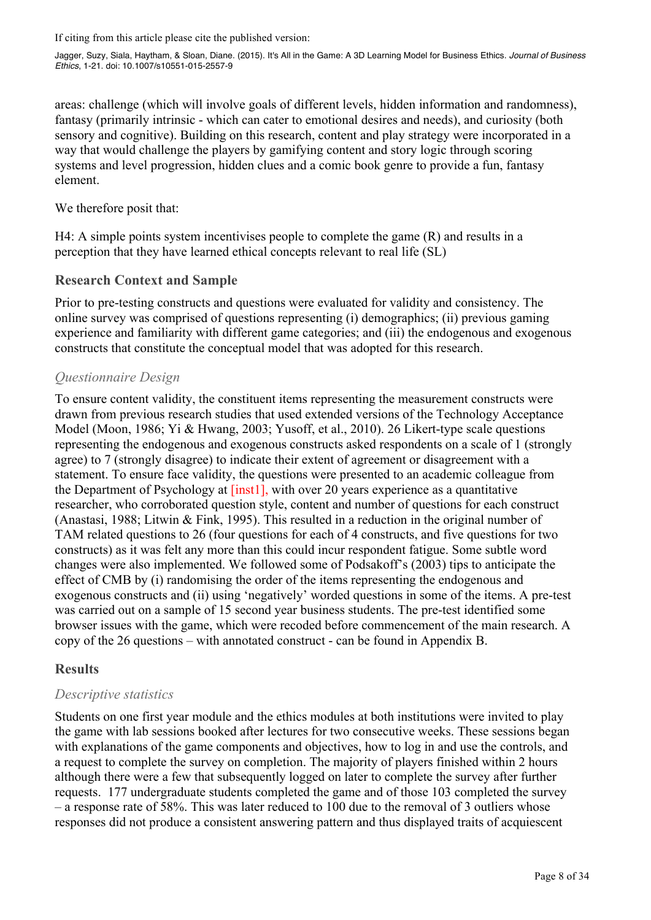areas: challenge (which will involve goals of different levels, hidden information and randomness), fantasy (primarily intrinsic - which can cater to emotional desires and needs), and curiosity (both sensory and cognitive). Building on this research, content and play strategy were incorporated in a way that would challenge the players by gamifying content and story logic through scoring systems and level progression, hidden clues and a comic book genre to provide a fun, fantasy element.

We therefore posit that:

H4: A simple points system incentivises people to complete the game (R) and results in a perception that they have learned ethical concepts relevant to real life (SL)

## Research Context and Sample

Prior to pre-testing constructs and questions were evaluated for validity and consistency. The online survey was comprised of questions representing (i) demographics; (ii) previous gaming experience and familiarity with different game categories; and (iii) the endogenous and exogenous constructs that constitute the conceptual model that was adopted for this research.

### *Questionnaire Design*

To ensure content validity, the constituent items representing the measurement constructs were drawn from previous research studies that used extended versions of the Technology Acceptance Model (Moon, 1986; Yi & Hwang, 2003; Yusoff, et al., 2010). 26 Likert-type scale questions representing the endogenous and exogenous constructs asked respondents on a scale of 1 (strongly agree) to 7 (strongly disagree) to indicate their extent of agreement or disagreement with a statement. To ensure face validity, the questions were presented to an academic colleague from the Department of Psychology at [inst1], with over 20 years experience as a quantitative researcher, who corroborated question style, content and number of questions for each construct (Anastasi, 1988; Litwin & Fink, 1995). This resulted in a reduction in the original number of TAM related questions to 26 (four questions for each of 4 constructs, and five questions for two constructs) as it was felt any more than this could incur respondent fatigue. Some subtle word changes were also implemented. We followed some of Podsakoff's (2003) tips to anticipate the effect of CMB by (i) randomising the order of the items representing the endogenous and exogenous constructs and (ii) using 'negatively' worded questions in some of the items. A pre-test was carried out on a sample of 15 second year business students. The pre-test identified some browser issues with the game, which were recoded before commencement of the main research. A copy of the 26 questions – with annotated construct - can be found in Appendix B.

## Results

### *Descriptive statistics*

Students on one first year module and the ethics modules at both institutions were invited to play the game with lab sessions booked after lectures for two consecutive weeks. These sessions began with explanations of the game components and objectives, how to log in and use the controls, and a request to complete the survey on completion. The majority of players finished within 2 hours although there were a few that subsequently logged on later to complete the survey after further requests. 177 undergraduate students completed the game and of those 103 completed the survey – a response rate of 58%. This was later reduced to 100 due to the removal of 3 outliers whose responses did not produce a consistent answering pattern and thus displayed traits of acquiescent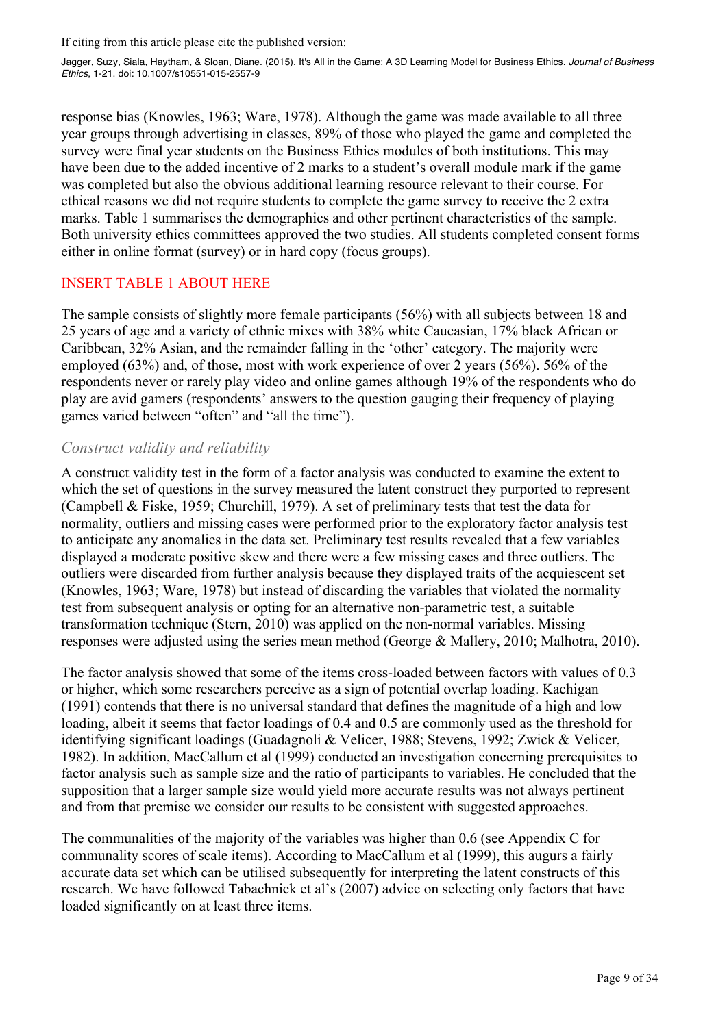response bias (Knowles, 1963; Ware, 1978). Although the game was made available to all three year groups through advertising in classes, 89% of those who played the game and completed the survey were final year students on the Business Ethics modules of both institutions. This may have been due to the added incentive of 2 marks to a student's overall module mark if the game was completed but also the obvious additional learning resource relevant to their course. For ethical reasons we did not require students to complete the game survey to receive the 2 extra marks. Table 1 summarises the demographics and other pertinent characteristics of the sample. Both university ethics committees approved the two studies. All students completed consent forms either in online format (survey) or in hard copy (focus groups).

INSERT TABLE 1 ABOUT HERE

The sample consists of slightly more female participants (56%) with all subjects between 18 and 25 years of age and a variety of ethnic mixes with 38% white Caucasian, 17% black African or Caribbean, 32% Asian, and the remainder falling in the 'other' category. The majority were employed (63%) and, of those, most with work experience of over 2 years (56%). 56% of the respondents never or rarely play video and online games although 19% of the respondents who do play are avid gamers (respondents' answers to the question gauging their frequency of playing games varied between "often" and "all the time").

### *Construct validity and reliability*

A construct validity test in the form of a factor analysis was conducted to examine the extent to which the set of questions in the survey measured the latent construct they purported to represent (Campbell & Fiske, 1959; Churchill, 1979). A set of preliminary tests that test the data for normality, outliers and missing cases were performed prior to the exploratory factor analysis test to anticipate any anomalies in the data set. Preliminary test results revealed that a few variables displayed a moderate positive skew and there were a few missing cases and three outliers. The outliers were discarded from further analysis because they displayed traits of the acquiescent set (Knowles, 1963; Ware, 1978) but instead of discarding the variables that violated the normality test from subsequent analysis or opting for an alternative non-parametric test, a suitable transformation technique (Stern, 2010) was applied on the non-normal variables. Missing responses were adjusted using the series mean method (George & Mallery, 2010; Malhotra, 2010).

The factor analysis showed that some of the items cross-loaded between factors with values of 0.3 or higher, which some researchers perceive as a sign of potential overlap loading. Kachigan (1991) contends that there is no universal standard that defines the magnitude of a high and low loading, albeit it seems that factor loadings of 0.4 and 0.5 are commonly used as the threshold for identifying significant loadings (Guadagnoli & Velicer, 1988; Stevens, 1992; Zwick & Velicer, 1982). In addition, MacCallum et al (1999) conducted an investigation concerning prerequisites to factor analysis such as sample size and the ratio of participants to variables. He concluded that the supposition that a larger sample size would yield more accurate results was not always pertinent and from that premise we consider our results to be consistent with suggested approaches.

The communalities of the majority of the variables was higher than 0.6 (see Appendix C for communality scores of scale items). According to MacCallum et al (1999), this augurs a fairly accurate data set which can be utilised subsequently for interpreting the latent constructs of this research. We have followed Tabachnick et al's (2007) advice on selecting only factors that have loaded significantly on at least three items.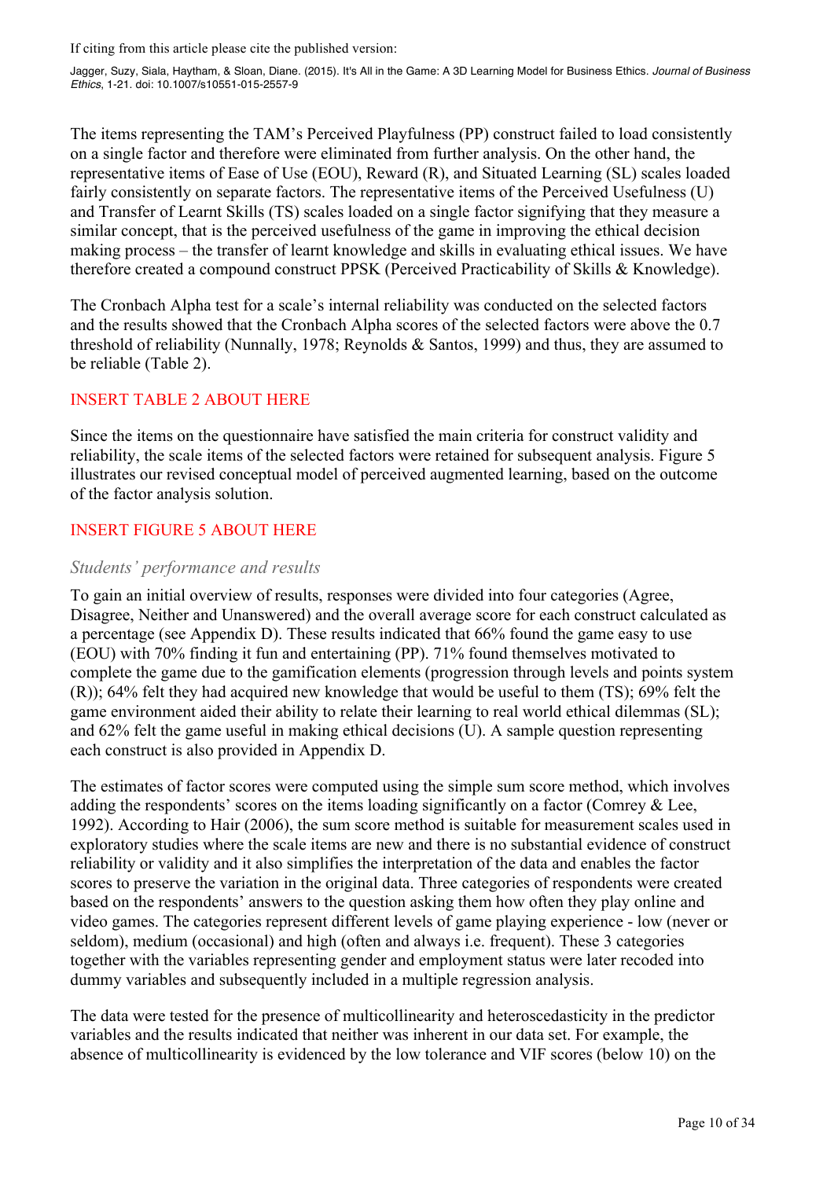The items representing the TAM's Perceived Playfulness (PP) construct failed to load consistently on a single factor and therefore were eliminated from further analysis. On the other hand, the representative items of Ease of Use (EOU), Reward (R), and Situated Learning (SL) scales loaded fairly consistently on separate factors. The representative items of the Perceived Usefulness (U) and Transfer of Learnt Skills (TS) scales loaded on a single factor signifying that they measure a similar concept, that is the perceived usefulness of the game in improving the ethical decision making process – the transfer of learnt knowledge and skills in evaluating ethical issues. We have therefore created a compound construct PPSK (Perceived Practicability of Skills & Knowledge).

The Cronbach Alpha test for a scale's internal reliability was conducted on the selected factors and the results showed that the Cronbach Alpha scores of the selected factors were above the 0.7 threshold of reliability (Nunnally, 1978; Reynolds & Santos, 1999) and thus, they are assumed to be reliable (Table 2).

INSERT TABLE 2 ABOUT HERE

Since the items on the questionnaire have satisfied the main criteria for construct validity and reliability, the scale items of the selected factors were retained for subsequent analysis. Figure 5 illustrates our revised conceptual model of perceived augmented learning, based on the outcome of the factor analysis solution.

INSERT FIGURE 5 ABOUT HERE

### *Students' performance and results*

To gain an initial overview of results, responses were divided into four categories (Agree, Disagree, Neither and Unanswered) and the overall average score for each construct calculated as a percentage (see Appendix D). These results indicated that 66% found the game easy to use (EOU) with 70% finding it fun and entertaining (PP). 71% found themselves motivated to complete the game due to the gamification elements (progression through levels and points system (R)); 64% felt they had acquired new knowledge that would be useful to them (TS); 69% felt the game environment aided their ability to relate their learning to real world ethical dilemmas (SL); and 62% felt the game useful in making ethical decisions (U). A sample question representing each construct is also provided in Appendix D.

The estimates of factor scores were computed using the simple sum score method, which involves adding the respondents' scores on the items loading significantly on a factor (Comrey & Lee, 1992). According to Hair (2006), the sum score method is suitable for measurement scales used in exploratory studies where the scale items are new and there is no substantial evidence of construct reliability or validity and it also simplifies the interpretation of the data and enables the factor scores to preserve the variation in the original data. Three categories of respondents were created based on the respondents' answers to the question asking them how often they play online and video games. The categories represent different levels of game playing experience - low (never or seldom), medium (occasional) and high (often and always i.e. frequent). These 3 categories together with the variables representing gender and employment status were later recoded into dummy variables and subsequently included in a multiple regression analysis.

The data were tested for the presence of multicollinearity and heteroscedasticity in the predictor variables and the results indicated that neither was inherent in our data set. For example, the absence of multicollinearity is evidenced by the low tolerance and VIF scores (below 10) on the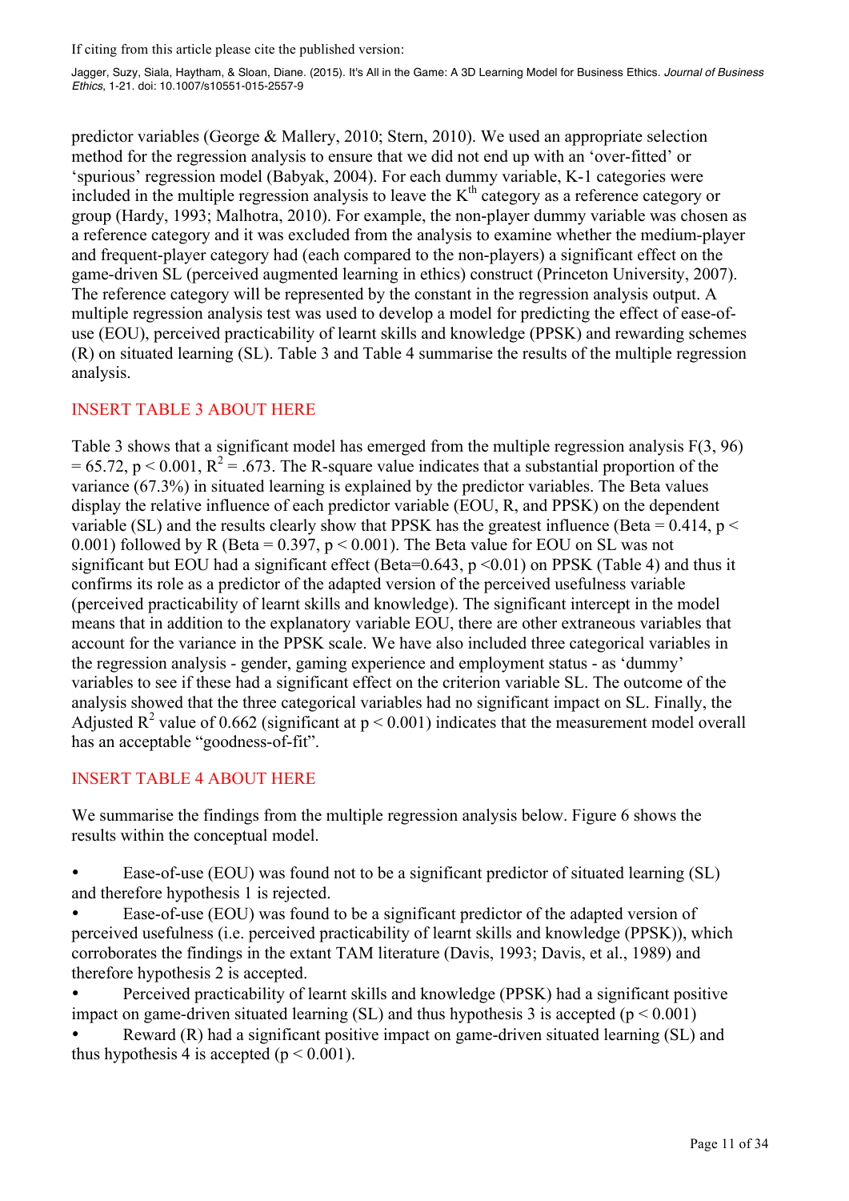predictor variables (George & Mallery, 2010; Stern, 2010). We used an appropriate selection method for the regression analysis to ensure that we did not end up with an 'over-fitted' or 'spurious' regression model (Babyak, 2004). For each dummy variable, K-1 categories were included in the multiple regression analysis to leave the K$^{th}$ category as a reference category or group (Hardy, 1993; Malhotra, 2010). For example, the non-player dummy variable was chosen as a reference category and it was excluded from the analysis to examine whether the medium-player and frequent-player category had (each compared to the non-players) a significant effect on the game-driven SL (perceived augmented learning in ethics) construct (Princeton University, 2007). The reference category will be represented by the constant in the regression analysis output. A multiple regression analysis test was used to develop a model for predicting the effect of ease-of-use (EOU), perceived practicability of learnt skills and knowledge (PPSK) and rewarding schemes (R) on situated learning (SL). Table 3 and Table 4 summarise the results of the multiple regression analysis.

INSERT TABLE 3 ABOUT HERE

Table 3 shows that a significant model has emerged from the multiple regression analysis $F(3, 96) = 65.72$, $p < 0.001$, $R^2 = .673$. The R-square value indicates that a substantial proportion of the variance (67.3%) in situated learning is explained by the predictor variables. The Beta values display the relative influence of each predictor variable (EOU, R, and PPSK) on the dependent variable (SL) and the results clearly show that PPSK has the greatest influence (Beta = 0.414, $p < 0.001$) followed by R (Beta = 0.397, $p < 0.001$). The Beta value for EOU on SL was not significant but EOU had a significant effect (Beta=0.643, $p < 0.01$) on PPSK (Table 4) and thus it confirms its role as a predictor of the adapted version of the perceived usefulness variable (perceived practicability of learnt skills and knowledge). The significant intercept in the model means that in addition to the explanatory variable EOU, there are other extraneous variables that account for the variance in the PPSK scale. We have also included three categorical variables in the regression analysis - gender, gaming experience and employment status - as 'dummy' variables to see if these had a significant effect on the criterion variable SL. The outcome of the analysis showed that the three categorical variables had no significant impact on SL. Finally, the Adjusted $R^2$ value of 0.662 (significant at $p < 0.001$) indicates that the measurement model overall has an acceptable "goodness-of-fit".

INSERT TABLE 4 ABOUT HERE

We summarise the findings from the multiple regression analysis below. Figure 6 shows the results within the conceptual model.

- Ease-of-use (EOU) was found not to be a significant predictor of situated learning (SL) and therefore hypothesis 1 is rejected.
- Ease-of-use (EOU) was found to be a significant predictor of the adapted version of perceived usefulness (i.e. perceived practicability of learnt skills and knowledge (PPSK)), which corroborates the findings in the extant TAM literature (Davis, 1993; Davis, et al., 1989) and therefore hypothesis 2 is accepted.
- Perceived practicability of learnt skills and knowledge (PPSK) had a significant positive impact on game-driven situated learning (SL) and thus hypothesis 3 is accepted ($p < 0.001$)
- Reward (R) had a significant positive impact on game-driven situated learning (SL) and thus hypothesis 4 is accepted ($p < 0.001$).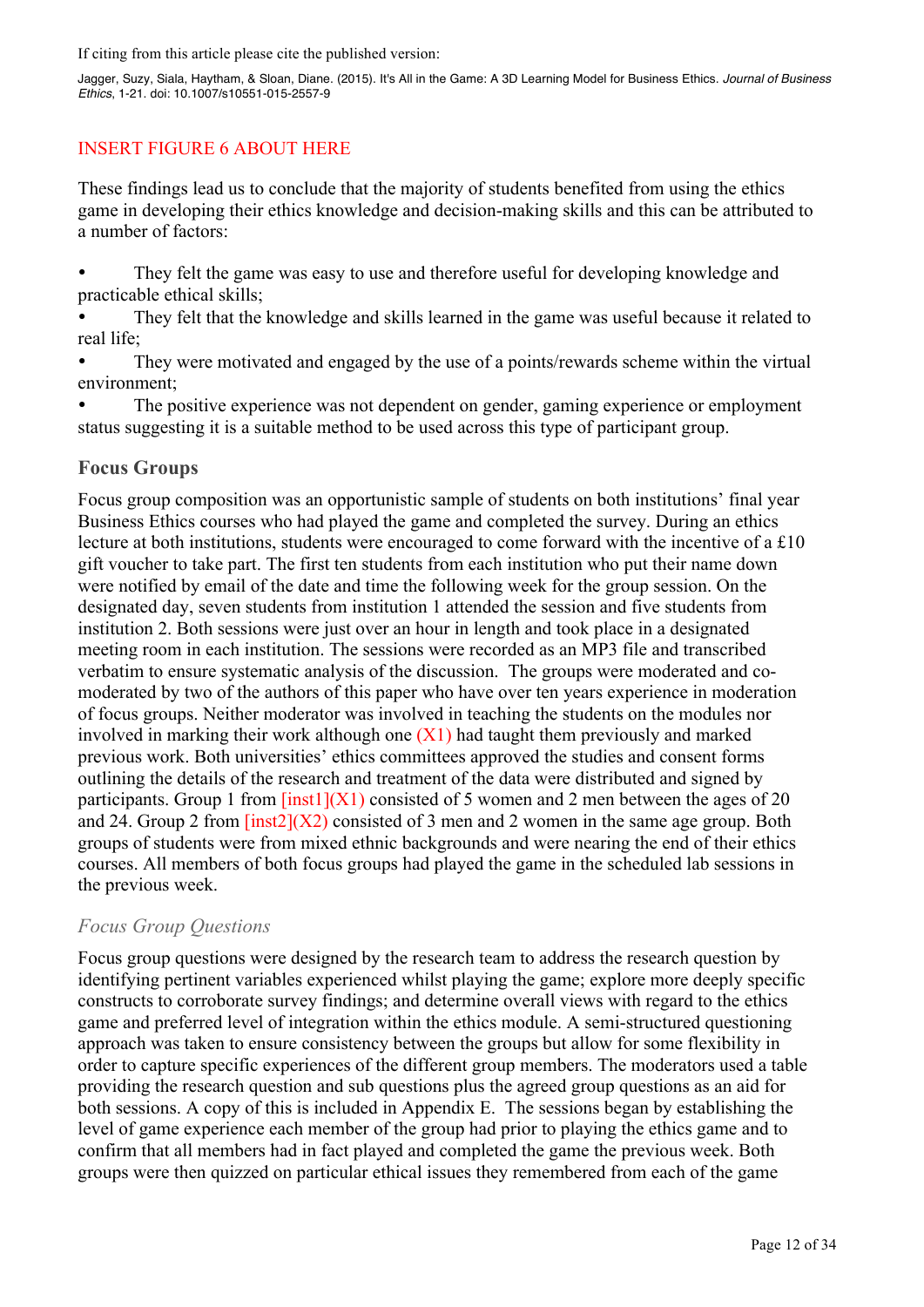If citing from this article please cite the published version:

Jagger, Suzy, Siala, Haytham, & Sloan, Diane. (2015). It's All in the Game: A 3D Learning Model for Business Ethics. *Journal of Business Ethics*, 1-21. doi: 10.1007/s10551-015-2557-9

INSERT FIGURE 6 ABOUT HERE

These findings lead us to conclude that the majority of students benefited from using the ethics game in developing their ethics knowledge and decision-making skills and this can be attributed to a number of factors:

- They felt the game was easy to use and therefore useful for developing knowledge and practicable ethical skills;
- They felt that the knowledge and skills learned in the game was useful because it related to real life;
- They were motivated and engaged by the use of a points/rewards scheme within the virtual environment;
- The positive experience was not dependent on gender, gaming experience or employment status suggesting it is a suitable method to be used across this type of participant group.

## Focus Groups

Focus group composition was an opportunistic sample of students on both institutions' final year Business Ethics courses who had played the game and completed the survey. During an ethics lecture at both institutions, students were encouraged to come forward with the incentive of a £10 gift voucher to take part. The first ten students from each institution who put their name down were notified by email of the date and time the following week for the group session. On the designated day, seven students from institution 1 attended the session and five students from institution 2. Both sessions were just over an hour in length and took place in a designated meeting room in each institution. The sessions were recorded as an MP3 file and transcribed verbatim to ensure systematic analysis of the discussion. The groups were moderated and co-moderated by two of the authors of this paper who have over ten years experience in moderation of focus groups. Neither moderator was involved in teaching the students on the modules nor involved in marking their work although one (X1) had taught them previously and marked previous work. Both universities' ethics committees approved the studies and consent forms outlining the details of the research and treatment of the data were distributed and signed by participants. Group 1 from [inst1](X1) consisted of 5 women and 2 men between the ages of 20 and 24. Group 2 from [inst2](X2) consisted of 3 men and 2 women in the same age group. Both groups of students were from mixed ethnic backgrounds and were nearing the end of their ethics courses. All members of both focus groups had played the game in the scheduled lab sessions in the previous week.

### *Focus Group Questions*

Focus group questions were designed by the research team to address the research question by identifying pertinent variables experienced whilst playing the game; explore more deeply specific constructs to corroborate survey findings; and determine overall views with regard to the ethics game and preferred level of integration within the ethics module. A semi-structured questioning approach was taken to ensure consistency between the groups but allow for some flexibility in order to capture specific experiences of the different group members. The moderators used a table providing the research question and sub questions plus the agreed group questions as an aid for both sessions. A copy of this is included in Appendix E. The sessions began by establishing the level of game experience each member of the group had prior to playing the ethics game and to confirm that all members had in fact played and completed the game the previous week. Both groups were then quizzed on particular ethical issues they remembered from each of the game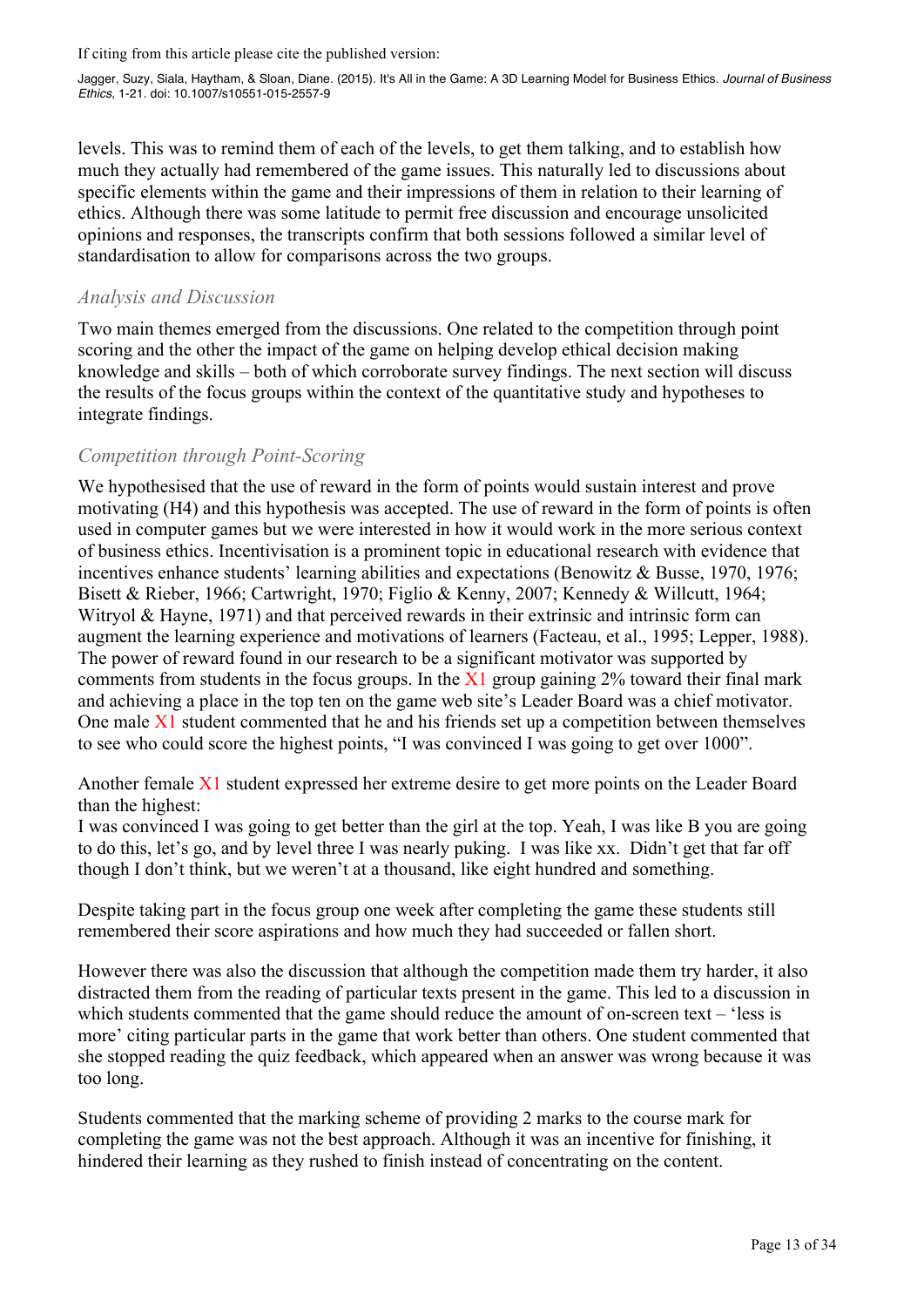levels. This was to remind them of each of the levels, to get them talking, and to establish how much they actually had remembered of the game issues. This naturally led to discussions about specific elements within the game and their impressions of them in relation to their learning of ethics. Although there was some latitude to permit free discussion and encourage unsolicited opinions and responses, the transcripts confirm that both sessions followed a similar level of standardisation to allow for comparisons across the two groups.

### *Analysis and Discussion*

Two main themes emerged from the discussions. One related to the competition through point scoring and the other the impact of the game on helping develop ethical decision making knowledge and skills – both of which corroborate survey findings. The next section will discuss the results of the focus groups within the context of the quantitative study and hypotheses to integrate findings.

### *Competition through Point-Scoring*

We hypothesised that the use of reward in the form of points would sustain interest and prove motivating (H4) and this hypothesis was accepted. The use of reward in the form of points is often used in computer games but we were interested in how it would work in the more serious context of business ethics. Incentivisation is a prominent topic in educational research with evidence that incentives enhance students' learning abilities and expectations (Benowitz & Busse, 1970, 1976; Bisett & Rieber, 1966; Cartwright, 1970; Figlio & Kenny, 2007; Kennedy & Willcutt, 1964; Witryol & Hayne, 1971) and that perceived rewards in their extrinsic and intrinsic form can augment the learning experience and motivations of learners (Facteau, et al., 1995; Lepper, 1988). The power of reward found in our research to be a significant motivator was supported by comments from students in the focus groups. In the X1 group gaining 2% toward their final mark and achieving a place in the top ten on the game web site's Leader Board was a chief motivator. One male X1 student commented that he and his friends set up a competition between themselves to see who could score the highest points, "I was convinced I was going to get over 1000".

Another female X1 student expressed her extreme desire to get more points on the Leader Board than the highest:

I was convinced I was going to get better than the girl at the top. Yeah, I was like B you are going to do this, let's go, and by level three I was nearly puking. I was like xx. Didn't get that far off though I don't think, but we weren't at a thousand, like eight hundred and something.

Despite taking part in the focus group one week after completing the game these students still remembered their score aspirations and how much they had succeeded or fallen short.

However there was also the discussion that although the competition made them try harder, it also distracted them from the reading of particular texts present in the game. This led to a discussion in which students commented that the game should reduce the amount of on-screen text – 'less is more' citing particular parts in the game that work better than others. One student commented that she stopped reading the quiz feedback, which appeared when an answer was wrong because it was too long.

Students commented that the marking scheme of providing 2 marks to the course mark for completing the game was not the best approach. Although it was an incentive for finishing, it hindered their learning as they rushed to finish instead of concentrating on the content.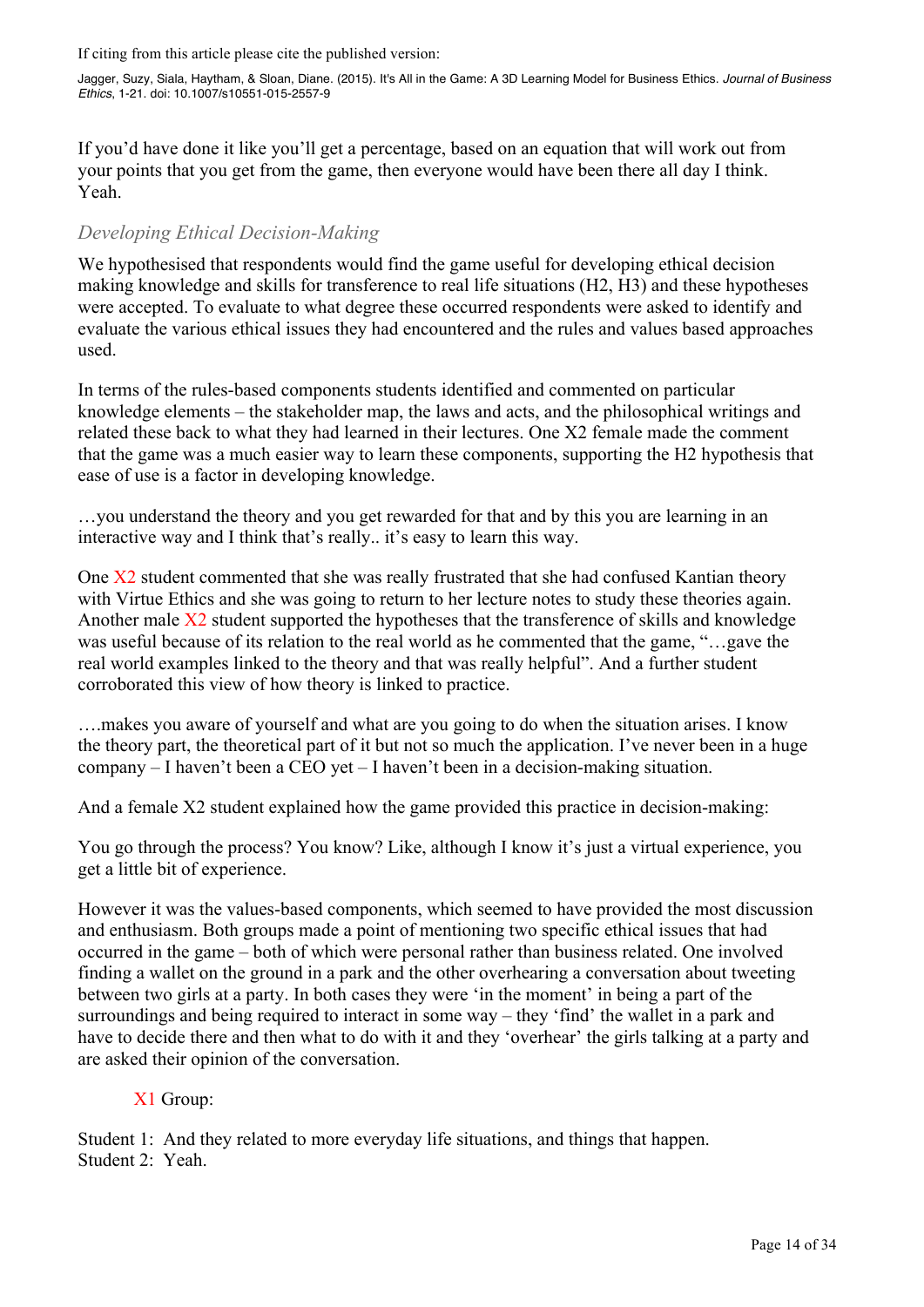If you'd have done it like you'll get a percentage, based on an equation that will work out from your points that you get from the game, then everyone would have been there all day I think. Yeah.

## *Developing Ethical Decision-Making*

We hypothesised that respondents would find the game useful for developing ethical decision making knowledge and skills for transference to real life situations (H2, H3) and these hypotheses were accepted. To evaluate to what degree these occurred respondents were asked to identify and evaluate the various ethical issues they had encountered and the rules and values based approaches used.

In terms of the rules-based components students identified and commented on particular knowledge elements – the stakeholder map, the laws and acts, and the philosophical writings and related these back to what they had learned in their lectures. One X2 female made the comment that the game was a much easier way to learn these components, supporting the H2 hypothesis that ease of use is a factor in developing knowledge.

…you understand the theory and you get rewarded for that and by this you are learning in an interactive way and I think that's really.. it's easy to learn this way.

One X2 student commented that she was really frustrated that she had confused Kantian theory with Virtue Ethics and she was going to return to her lecture notes to study these theories again. Another male X2 student supported the hypotheses that the transference of skills and knowledge was useful because of its relation to the real world as he commented that the game, "…gave the real world examples linked to the theory and that was really helpful". And a further student corroborated this view of how theory is linked to practice.

….makes you aware of yourself and what are you going to do when the situation arises. I know the theory part, the theoretical part of it but not so much the application. I've never been in a huge company – I haven't been a CEO yet – I haven't been in a decision-making situation.

And a female X2 student explained how the game provided this practice in decision-making:

You go through the process? You know? Like, although I know it's just a virtual experience, you get a little bit of experience.

However it was the values-based components, which seemed to have provided the most discussion and enthusiasm. Both groups made a point of mentioning two specific ethical issues that had occurred in the game – both of which were personal rather than business related. One involved finding a wallet on the ground in a park and the other overhearing a conversation about tweeting between two girls at a party. In both cases they were 'in the moment' in being a part of the surroundings and being required to interact in some way – they 'find' the wallet in a park and have to decide there and then what to do with it and they 'overhear' the girls talking at a party and are asked their opinion of the conversation.

X1 Group:

Student 1: And they related to more everyday life situations, and things that happen.
Student 2: Yeah.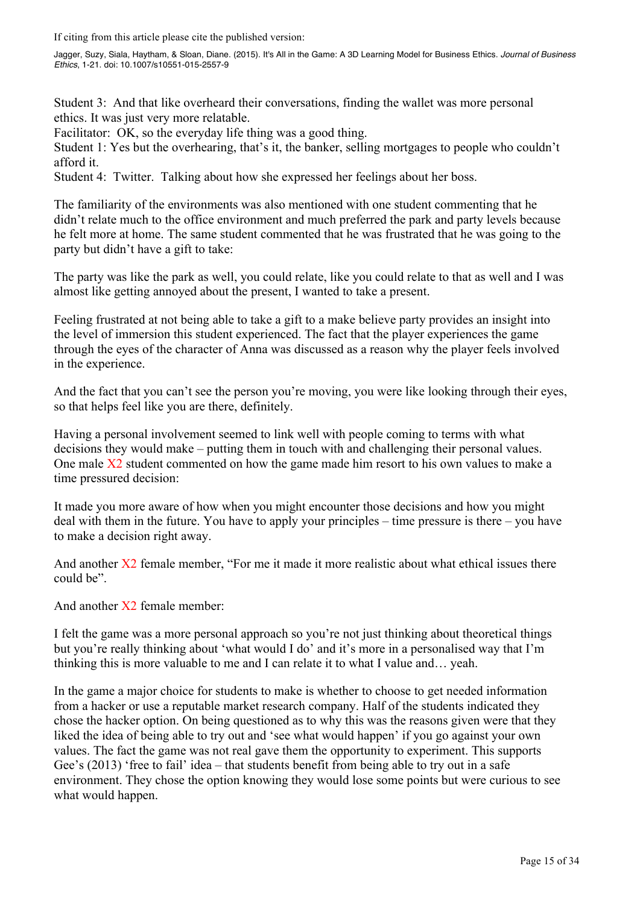Student 3: And that like overheard their conversations, finding the wallet was more personal ethics. It was just very more relatable.
Facilitator: OK, so the everyday life thing was a good thing.
Student 1: Yes but the overhearing, that's it, the banker, selling mortgages to people who couldn't afford it.
Student 4: Twitter. Talking about how she expressed her feelings about her boss.

The familiarity of the environments was also mentioned with one student commenting that he didn't relate much to the office environment and much preferred the park and party levels because he felt more at home. The same student commented that he was frustrated that he was going to the party but didn't have a gift to take:

The party was like the park as well, you could relate, like you could relate to that as well and I was almost like getting annoyed about the present, I wanted to take a present.

Feeling frustrated at not being able to take a gift to a make believe party provides an insight into the level of immersion this student experienced. The fact that the player experiences the game through the eyes of the character of Anna was discussed as a reason why the player feels involved in the experience.

And the fact that you can't see the person you're moving, you were like looking through their eyes, so that helps feel like you are there, definitely.

Having a personal involvement seemed to link well with people coming to terms with what decisions they would make – putting them in touch with and challenging their personal values. One male X2 student commented on how the game made him resort to his own values to make a time pressured decision:

It made you more aware of how when you might encounter those decisions and how you might deal with them in the future. You have to apply your principles – time pressure is there – you have to make a decision right away.

And another X2 female member, "For me it made it more realistic about what ethical issues there could be".

And another X2 female member:

I felt the game was a more personal approach so you're not just thinking about theoretical things but you're really thinking about 'what would I do' and it's more in a personalised way that I'm thinking this is more valuable to me and I can relate it to what I value and… yeah.

In the game a major choice for students to make is whether to choose to get needed information from a hacker or use a reputable market research company. Half of the students indicated they chose the hacker option. On being questioned as to why this was the reasons given were that they liked the idea of being able to try out and 'see what would happen' if you go against your own values. The fact the game was not real gave them the opportunity to experiment. This supports Gee's (2013) 'free to fail' idea – that students benefit from being able to try out in a safe environment. They chose the option knowing they would lose some points but were curious to see what would happen.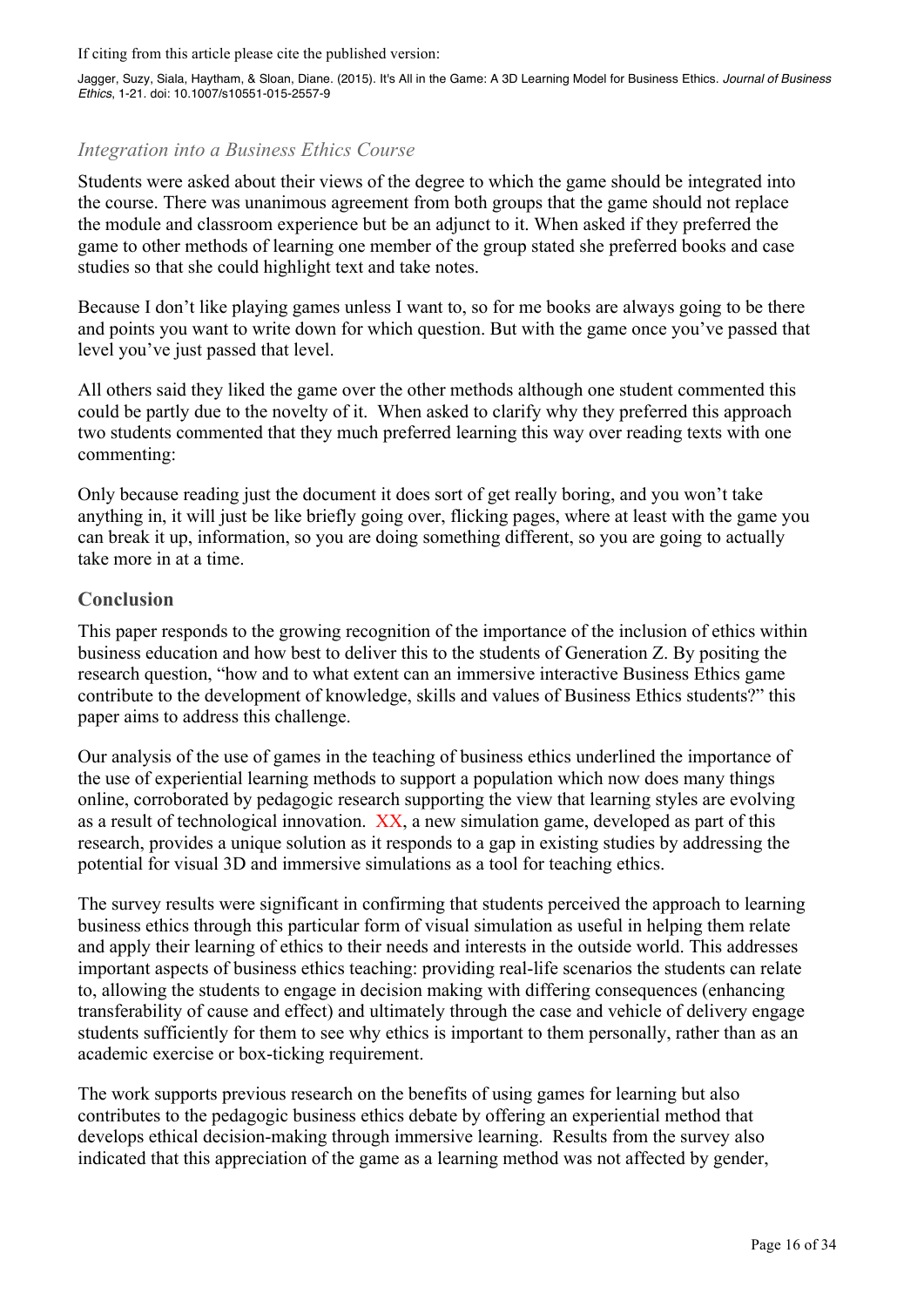### *Integration into a Business Ethics Course*

Students were asked about their views of the degree to which the game should be integrated into the course. There was unanimous agreement from both groups that the game should not replace the module and classroom experience but be an adjunct to it. When asked if they preferred the game to other methods of learning one member of the group stated she preferred books and case studies so that she could highlight text and take notes.

Because I don't like playing games unless I want to, so for me books are always going to be there and points you want to write down for which question. But with the game once you've passed that level you've just passed that level.

All others said they liked the game over the other methods although one student commented this could be partly due to the novelty of it. When asked to clarify why they preferred this approach two students commented that they much preferred learning this way over reading texts with one commenting:

Only because reading just the document it does sort of get really boring, and you won't take anything in, it will just be like briefly going over, flicking pages, where at least with the game you can break it up, information, so you are doing something different, so you are going to actually take more in at a time.

## Conclusion

This paper responds to the growing recognition of the importance of the inclusion of ethics within business education and how best to deliver this to the students of Generation Z. By positing the research question, "how and to what extent can an immersive interactive Business Ethics game contribute to the development of knowledge, skills and values of Business Ethics students?" this paper aims to address this challenge.

Our analysis of the use of games in the teaching of business ethics underlined the importance of the use of experiential learning methods to support a population which now does many things online, corroborated by pedagogic research supporting the view that learning styles are evolving as a result of technological innovation. XX, a new simulation game, developed as part of this research, provides a unique solution as it responds to a gap in existing studies by addressing the potential for visual 3D and immersive simulations as a tool for teaching ethics.

The survey results were significant in confirming that students perceived the approach to learning business ethics through this particular form of visual simulation as useful in helping them relate and apply their learning of ethics to their needs and interests in the outside world. This addresses important aspects of business ethics teaching: providing real-life scenarios the students can relate to, allowing the students to engage in decision making with differing consequences (enhancing transferability of cause and effect) and ultimately through the case and vehicle of delivery engage students sufficiently for them to see why ethics is important to them personally, rather than as an academic exercise or box-ticking requirement.

The work supports previous research on the benefits of using games for learning but also contributes to the pedagogic business ethics debate by offering an experiential method that develops ethical decision-making through immersive learning. Results from the survey also indicated that this appreciation of the game as a learning method was not affected by gender,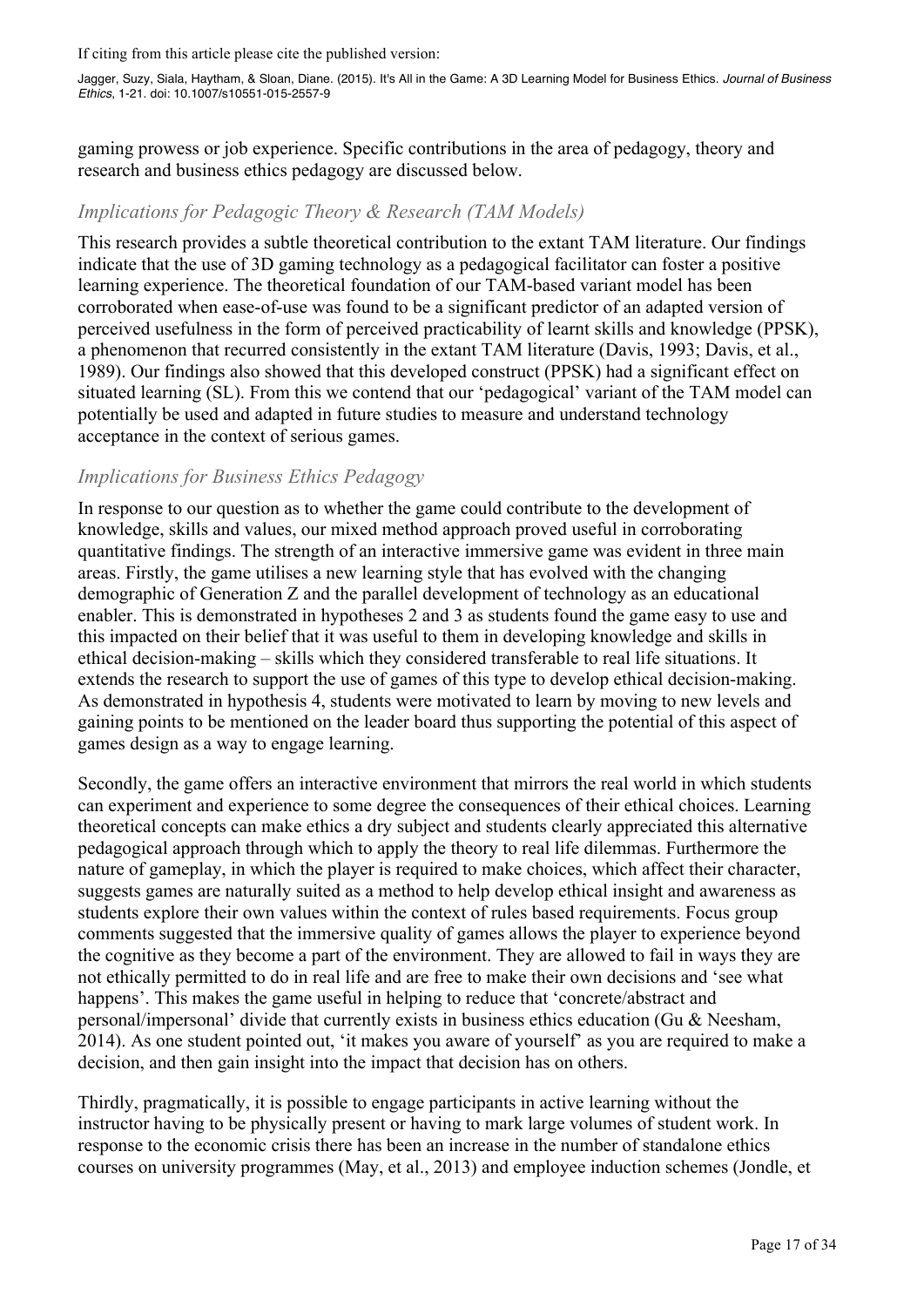gaming prowess or job experience. Specific contributions in the area of pedagogy, theory and research and business ethics pedagogy are discussed below.

### *Implications for Pedagogic Theory & Research (TAM Models)*

This research provides a subtle theoretical contribution to the extant TAM literature. Our findings indicate that the use of 3D gaming technology as a pedagogical facilitator can foster a positive learning experience. The theoretical foundation of our TAM-based variant model has been corroborated when ease-of-use was found to be a significant predictor of an adapted version of perceived usefulness in the form of perceived practicability of learnt skills and knowledge (PPSK), a phenomenon that recurred consistently in the extant TAM literature (Davis, 1993; Davis, et al., 1989). Our findings also showed that this developed construct (PPSK) had a significant effect on situated learning (SL). From this we contend that our 'pedagogical' variant of the TAM model can potentially be used and adapted in future studies to measure and understand technology acceptance in the context of serious games.

### *Implications for Business Ethics Pedagogy*

In response to our question as to whether the game could contribute to the development of knowledge, skills and values, our mixed method approach proved useful in corroborating quantitative findings. The strength of an interactive immersive game was evident in three main areas. Firstly, the game utilises a new learning style that has evolved with the changing demographic of Generation Z and the parallel development of technology as an educational enabler. This is demonstrated in hypotheses 2 and 3 as students found the game easy to use and this impacted on their belief that it was useful to them in developing knowledge and skills in ethical decision-making – skills which they considered transferable to real life situations. It extends the research to support the use of games of this type to develop ethical decision-making. As demonstrated in hypothesis 4, students were motivated to learn by moving to new levels and gaining points to be mentioned on the leader board thus supporting the potential of this aspect of games design as a way to engage learning.

Secondly, the game offers an interactive environment that mirrors the real world in which students can experiment and experience to some degree the consequences of their ethical choices. Learning theoretical concepts can make ethics a dry subject and students clearly appreciated this alternative pedagogical approach through which to apply the theory to real life dilemmas. Furthermore the nature of gameplay, in which the player is required to make choices, which affect their character, suggests games are naturally suited as a method to help develop ethical insight and awareness as students explore their own values within the context of rules based requirements. Focus group comments suggested that the immersive quality of games allows the player to experience beyond the cognitive as they become a part of the environment. They are allowed to fail in ways they are not ethically permitted to do in real life and are free to make their own decisions and 'see what happens'. This makes the game useful in helping to reduce that 'concrete/abstract and personal/impersonal' divide that currently exists in business ethics education (Gu & Neesham, 2014). As one student pointed out, 'it makes you aware of yourself' as you are required to make a decision, and then gain insight into the impact that decision has on others.

Thirdly, pragmatically, it is possible to engage participants in active learning without the instructor having to be physically present or having to mark large volumes of student work. In response to the economic crisis there has been an increase in the number of standalone ethics courses on university programmes (May, et al., 2013) and employee induction schemes (Jondle, et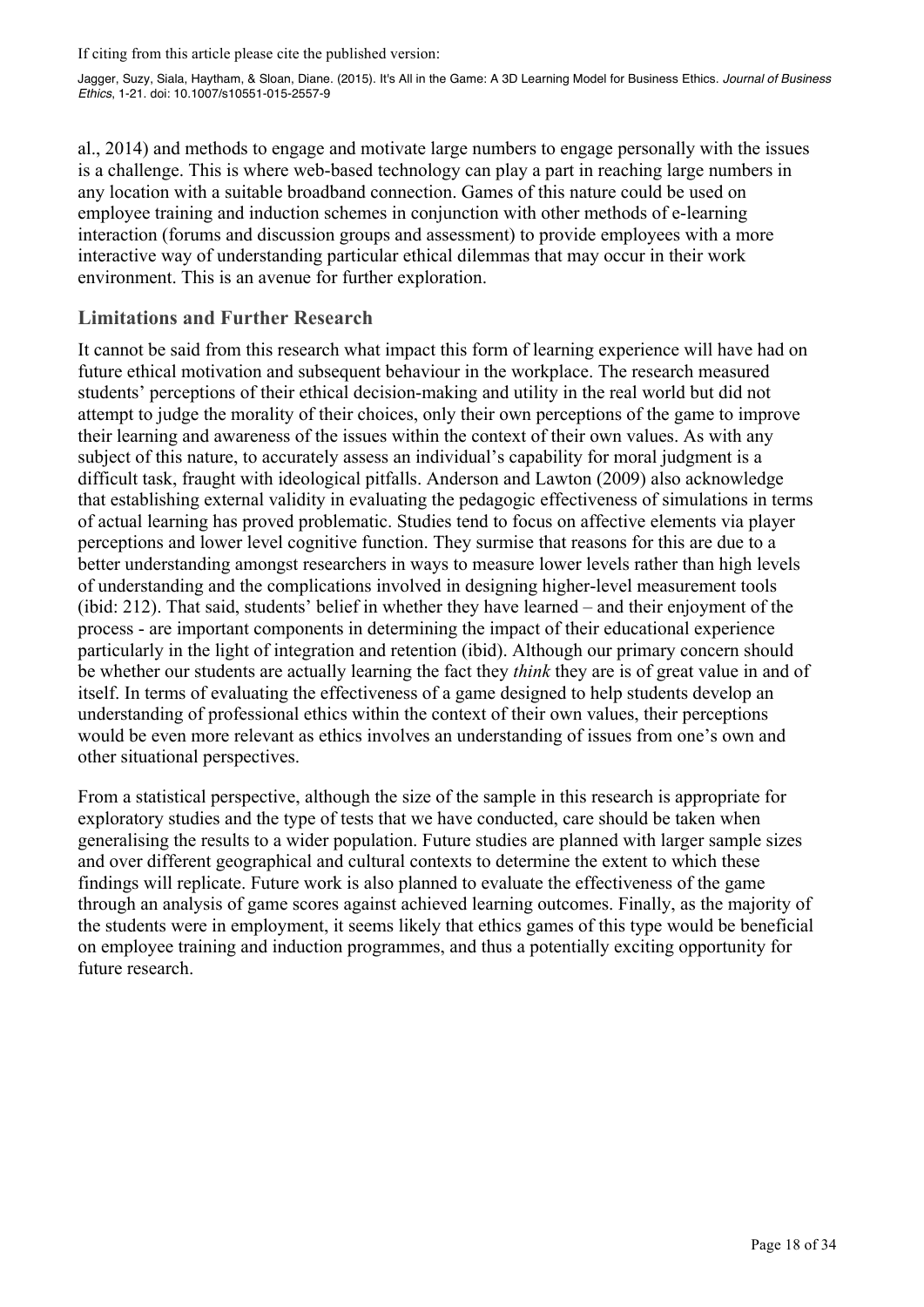al., 2014) and methods to engage and motivate large numbers to engage personally with the issues is a challenge. This is where web-based technology can play a part in reaching large numbers in any location with a suitable broadband connection. Games of this nature could be used on employee training and induction schemes in conjunction with other methods of e-learning interaction (forums and discussion groups and assessment) to provide employees with a more interactive way of understanding particular ethical dilemmas that may occur in their work environment. This is an avenue for further exploration.

## Limitations and Further Research

It cannot be said from this research what impact this form of learning experience will have had on future ethical motivation and subsequent behaviour in the workplace. The research measured students' perceptions of their ethical decision-making and utility in the real world but did not attempt to judge the morality of their choices, only their own perceptions of the game to improve their learning and awareness of the issues within the context of their own values. As with any subject of this nature, to accurately assess an individual's capability for moral judgment is a difficult task, fraught with ideological pitfalls. Anderson and Lawton (2009) also acknowledge that establishing external validity in evaluating the pedagogic effectiveness of simulations in terms of actual learning has proved problematic. Studies tend to focus on affective elements via player perceptions and lower level cognitive function. They surmise that reasons for this are due to a better understanding amongst researchers in ways to measure lower levels rather than high levels of understanding and the complications involved in designing higher-level measurement tools (ibid: 212). That said, students' belief in whether they have learned – and their enjoyment of the process - are important components in determining the impact of their educational experience particularly in the light of integration and retention (ibid). Although our primary concern should be whether our students are actually learning the fact they *think* they are is of great value in and of itself. In terms of evaluating the effectiveness of a game designed to help students develop an understanding of professional ethics within the context of their own values, their perceptions would be even more relevant as ethics involves an understanding of issues from one's own and other situational perspectives.

From a statistical perspective, although the size of the sample in this research is appropriate for exploratory studies and the type of tests that we have conducted, care should be taken when generalising the results to a wider population. Future studies are planned with larger sample sizes and over different geographical and cultural contexts to determine the extent to which these findings will replicate. Future work is also planned to evaluate the effectiveness of the game through an analysis of game scores against achieved learning outcomes. Finally, as the majority of the students were in employment, it seems likely that ethics games of this type would be beneficial on employee training and induction programmes, and thus a potentially exciting opportunity for future research.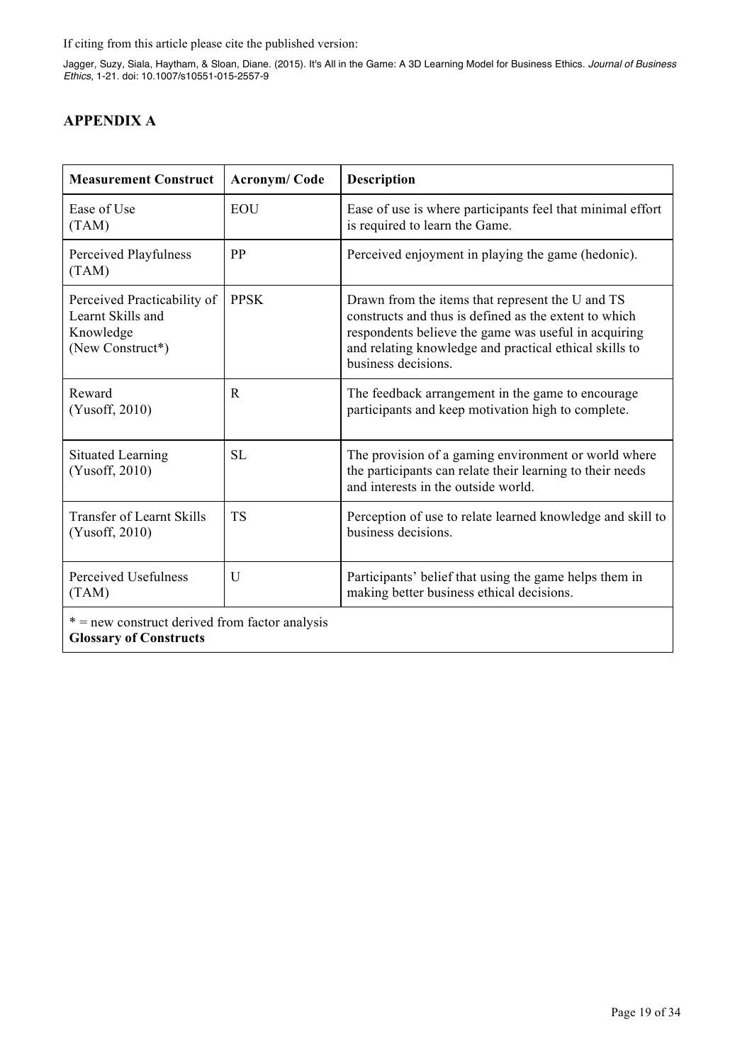If citing from this article please cite the published version:

Jagger, Suzy, Siala, Haytham, & Sloan, Diane. (2015). It's All in the Game: A 3D Learning Model for Business Ethics. *Journal of Business Ethics*, 1-21. doi: 10.1007/s10551-015-2557-9

## APPENDIX A

| Measurement Construct | Acronym/ Code | Description |
|---|---|---|
| Ease of Use (TAM) | EOU | Ease of use is where participants feel that minimal effort is required to learn the Game. |
| Perceived Playfulness (TAM) | PP | Perceived enjoyment in playing the game (hedonic). |
| Perceived Practicability of Learnt Skills and Knowledge (New Construct*) | PPSK | Drawn from the items that represent the U and TS constructs and thus is defined as the extent to which respondents believe the game was useful in acquiring and relating knowledge and practical ethical skills to business decisions. |
| Reward (Yusoff, 2010) | R | The feedback arrangement in the game to encourage participants and keep motivation high to complete. |
| Situated Learning (Yusoff, 2010) | SL | The provision of a gaming environment or world where the participants can relate their learning to their needs and interests in the outside world. |
| Transfer of Learnt Skills (Yusoff, 2010) | TS | Perception of use to relate learned knowledge and skill to business decisions. |
| Perceived Usefulness (TAM) | U | Participants' belief that using the game helps them in making better business ethical decisions. |

* = new construct derived from factor analysis

**Glossary of Constructs**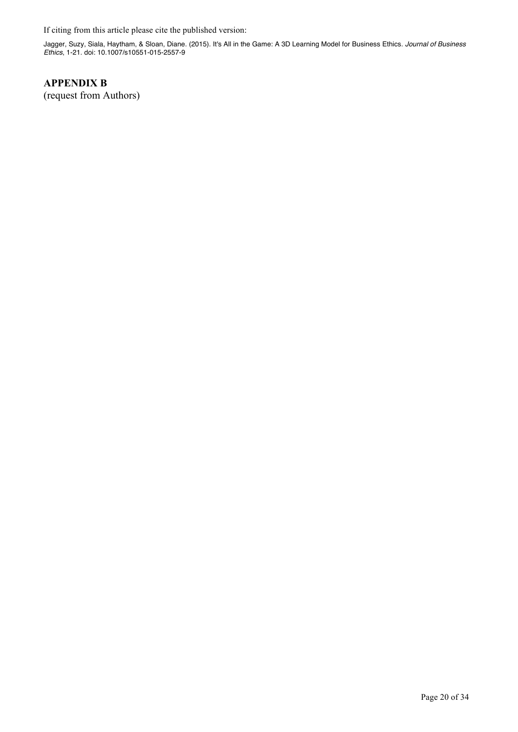## APPENDIX B

(request from Authors)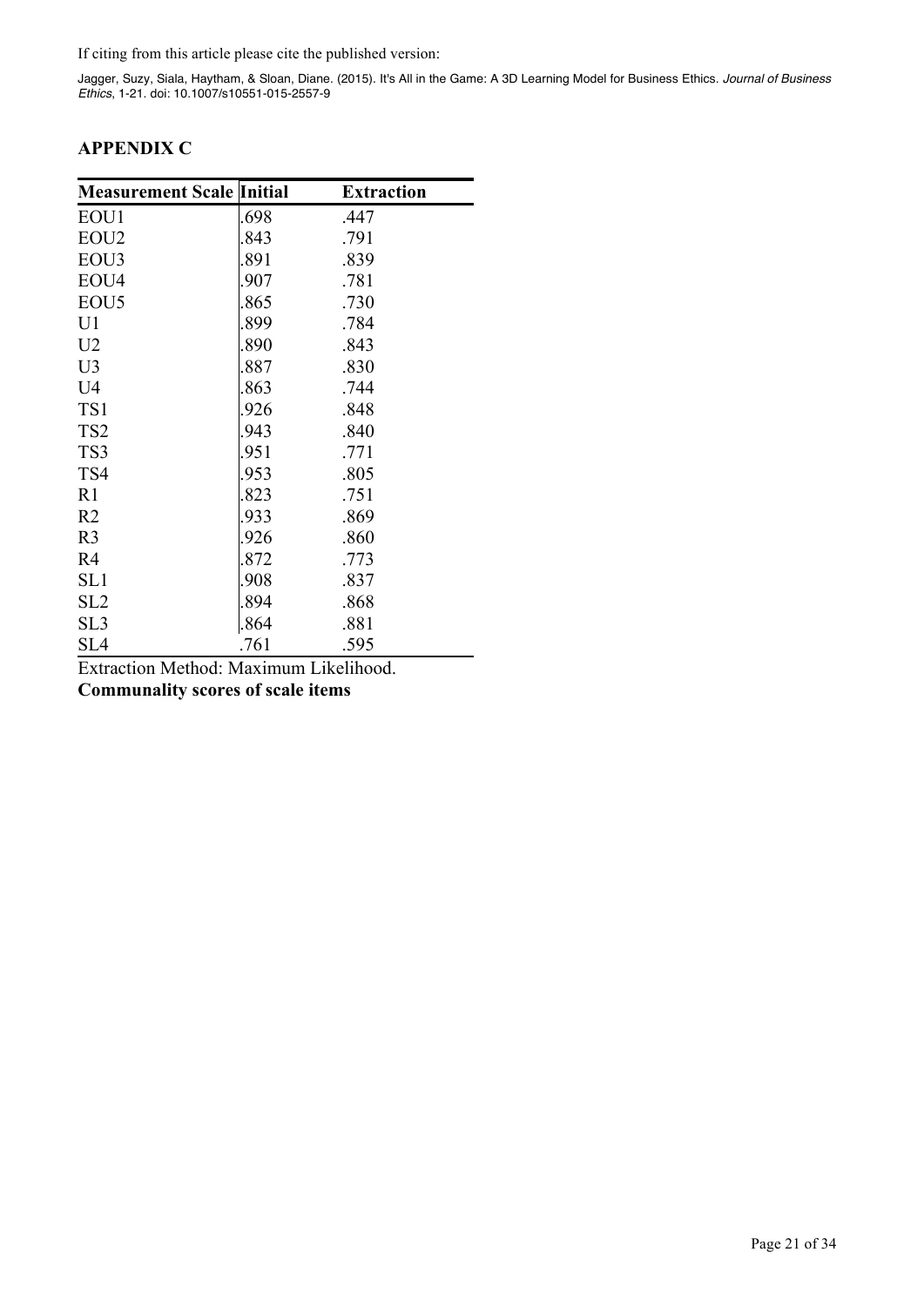## APPENDIX C

| Measurement Scale | Initial | Extraction |
|---|---|---|
| EOU1 | .698 | .447 |
| EOU2 | .843 | .791 |
| EOU3 | .891 | .839 |
| EOU4 | .907 | .781 |
| EOU5 | .865 | .730 |
| U1 | .899 | .784 |
| U2 | .890 | .843 |
| U3 | .887 | .830 |
| U4 | .863 | .744 |
| TS1 | .926 | .848 |
| TS2 | .943 | .840 |
| TS3 | .951 | .771 |
| TS4 | .953 | .805 |
| R1 | .823 | .751 |
| R2 | .933 | .869 |
| R3 | .926 | .860 |
| R4 | .872 | .773 |
| SL1 | .908 | .837 |
| SL2 | .894 | .868 |
| SL3 | .864 | .881 |
| SL4 | .761 | .595 |

Extraction Method: Maximum Likelihood.

**Communality scores of scale items**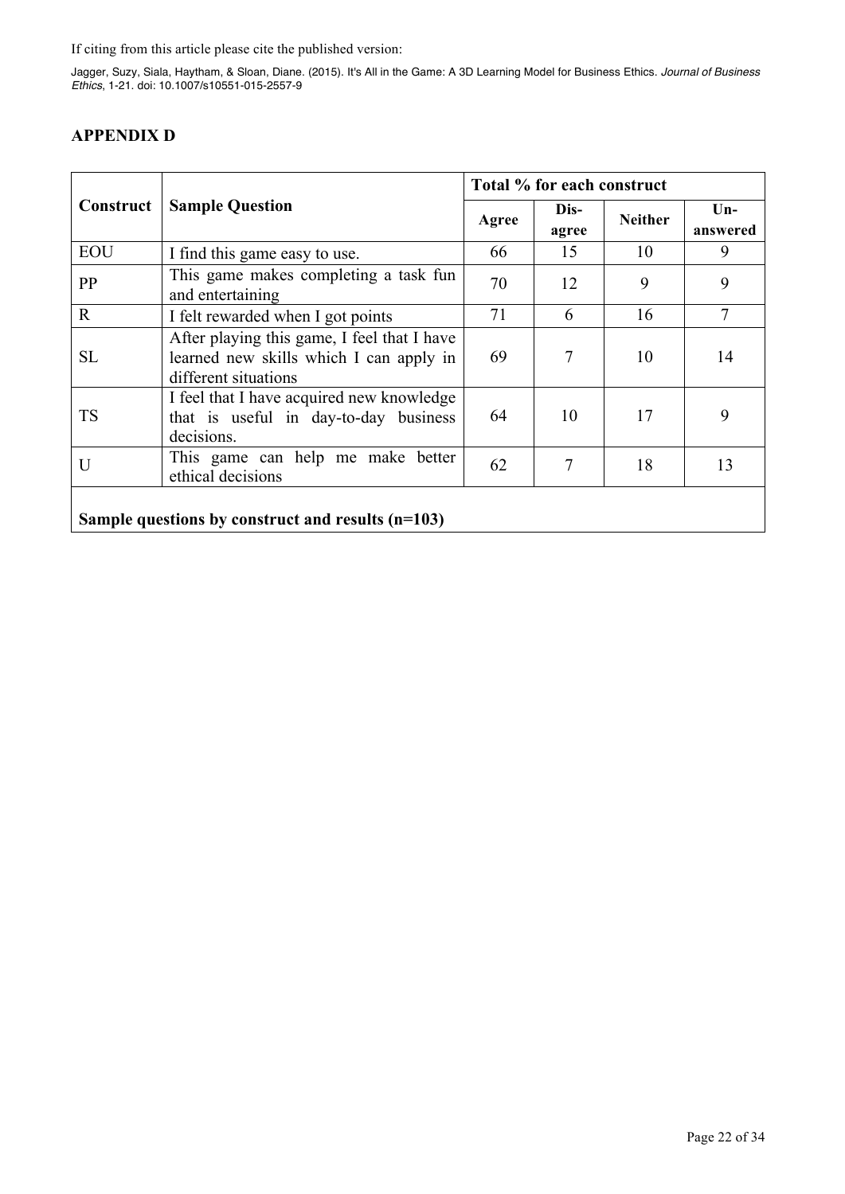## APPENDIX D

| Construct | Sample Question | Total % for each construct | | | |
|---|---|---|---|---|---|
| | | Agree | Dis-agree | Neither | Un-answered |
| EOU | I find this game easy to use. | 66 | 15 | 10 | 9 |
| PP | This game makes completing a task fun and entertaining | 70 | 12 | 9 | 9 |
| R | I felt rewarded when I got points | 71 | 6 | 16 | 7 |
| SL | After playing this game, I feel that I have learned new skills which I can apply in different situations | 69 | 7 | 10 | 14 |
| TS | I feel that I have acquired new knowledge that is useful in day-to-day business decisions. | 64 | 10 | 17 | 9 |
| U | This game can help me make better ethical decisions | 62 | 7 | 18 | 13 |

**Sample questions by construct and results (n=103)**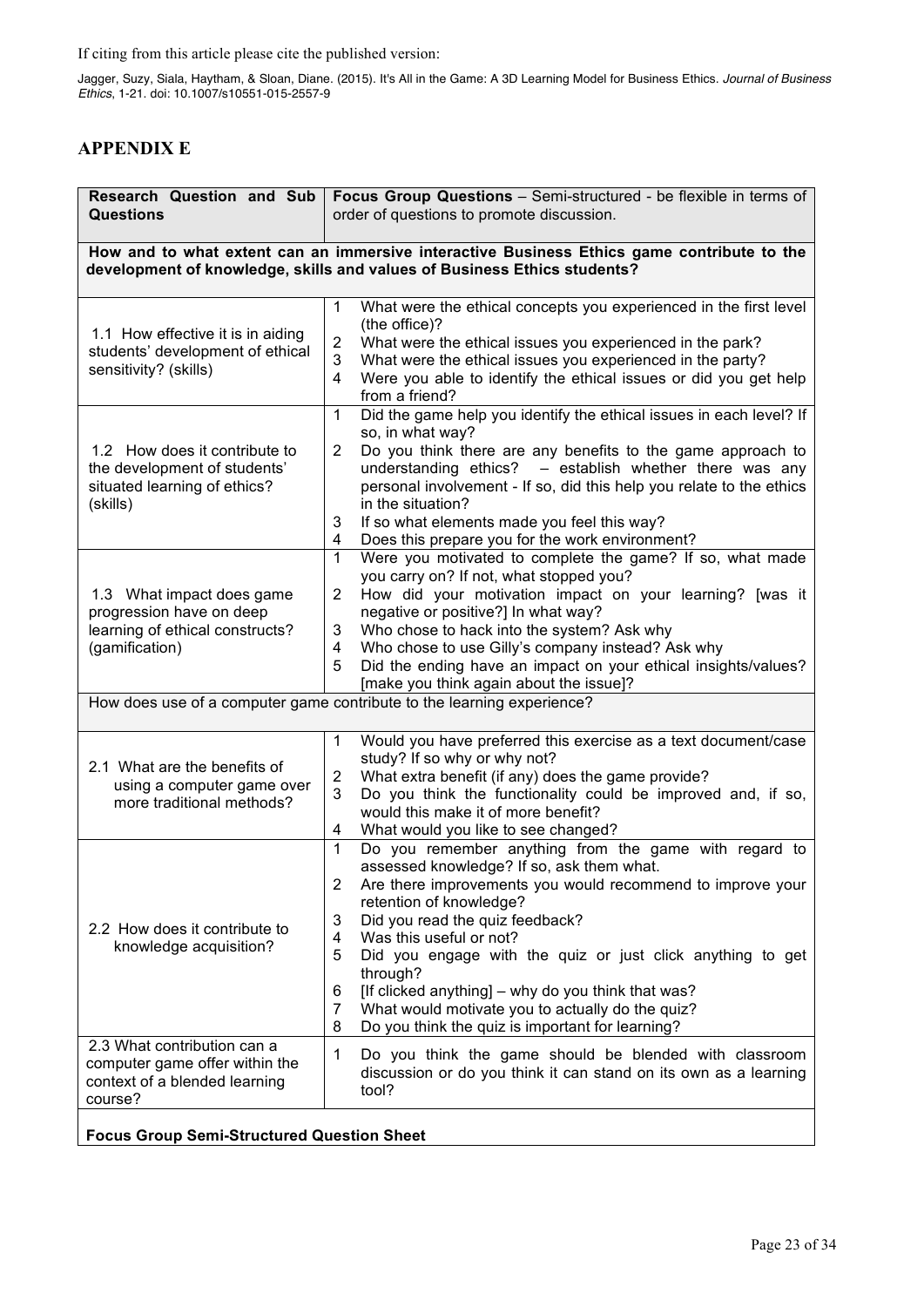If citing from this article please cite the published version:

Jagger, Suzy, Siala, Haytham, & Sloan, Diane. (2015). It's All in the Game: A 3D Learning Model for Business Ethics. *Journal of Business Ethics*, 1-21. doi: 10.1007/s10551-015-2557-9

## APPENDIX E

| **Research Question and Sub Questions** | **Focus Group Questions** – Semi-structured - be flexible in terms of order of questions to promote discussion. |
|---|---|
| **How and to what extent can an immersive interactive Business Ethics game contribute to the development of knowledge, skills and values of Business Ethics students?** | |
| 1.1 How effective it is in aiding students' development of ethical sensitivity? (skills) | 1 What were the ethical concepts you experienced in the first level (the office)?<br>2 What were the ethical issues you experienced in the park?<br>3 What were the ethical issues you experienced in the party?<br>4 Were you able to identify the ethical issues or did you get help from a friend? |
| 1.2 How does it contribute to the development of students' situated learning of ethics? (skills) | 1 Did the game help you identify the ethical issues in each level? If so, in what way?<br>2 Do you think there are any benefits to the game approach to understanding ethics? – establish whether there was any personal involvement - If so, did this help you relate to the ethics in the situation?<br>3 If so what elements made you feel this way?<br>4 Does this prepare you for the work environment? |
| 1.3 What impact does game progression have on deep learning of ethical constructs? (gamification) | 1 Were you motivated to complete the game? If so, what made you carry on? If not, what stopped you?<br>2 How did your motivation impact on your learning? [was it negative or positive?] In what way?<br>3 Who chose to hack into the system? Ask why<br>4 Who chose to use Gilly's company instead? Ask why<br>5 Did the ending have an impact on your ethical insights/values? [make you think again about the issue]? |
| How does use of a computer game contribute to the learning experience? | |
| 2.1 What are the benefits of using a computer game over more traditional methods? | 1 Would you have preferred this exercise as a text document/case study? If so why or why not?<br>2 What extra benefit (if any) does the game provide?<br>3 Do you think the functionality could be improved and, if so, would this make it of more benefit?<br>4 What would you like to see changed? |
| 2.2 How does it contribute to knowledge acquisition? | 1 Do you remember anything from the game with regard to assessed knowledge? If so, ask them what.<br>2 Are there improvements you would recommend to improve your retention of knowledge?<br>3 Did you read the quiz feedback?<br>4 Was this useful or not?<br>5 Did you engage with the quiz or just click anything to get through?<br>6 [If clicked anything] – why do you think that was?<br>7 What would motivate you to actually do the quiz?<br>8 Do you think the quiz is important for learning? |
| 2.3 What contribution can a computer game offer within the context of a blended learning course? | 1 Do you think the game should be blended with classroom discussion or do you think it can stand on its own as a learning tool? |

**Focus Group Semi-Structured Question Sheet**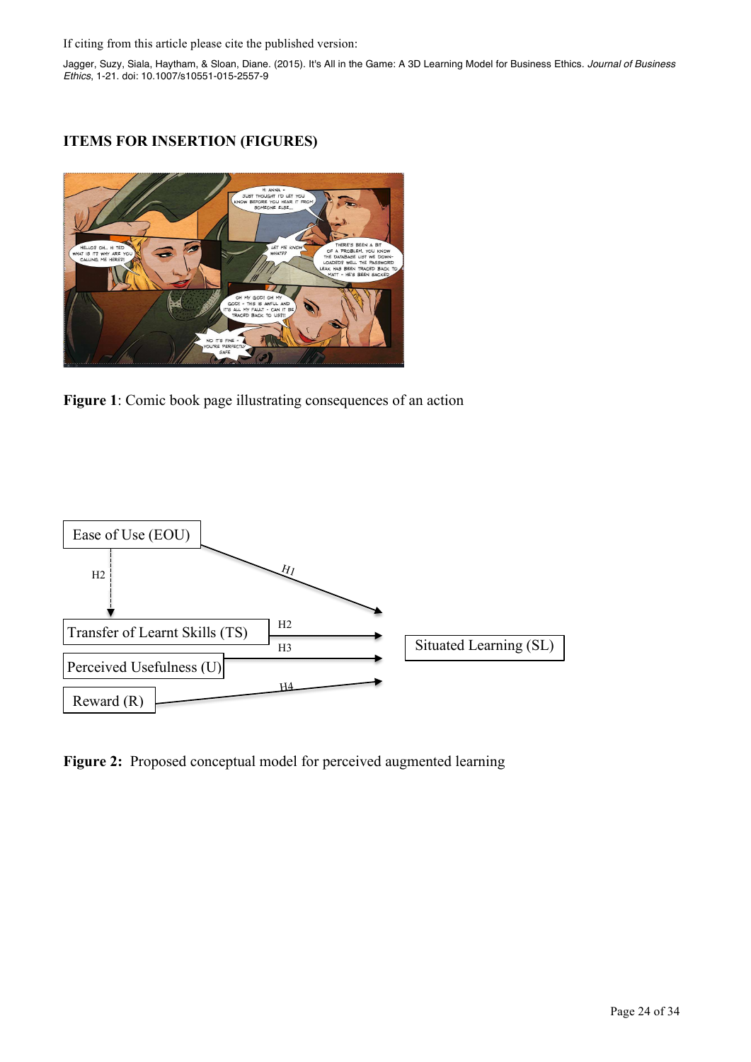If citing from this article please cite the published version:

Jagger, Suzy, Siala, Haytham, & Sloan, Diane. (2015). It's All in the Game: A 3D Learning Model for Business Ethics. *Journal of Business Ethics*, 1-21. doi: 10.1007/s10551-015-2557-9

## ITEMS FOR INSERTION (FIGURES)

**Figure 1**: Comic book page illustrating consequences of an action

**Figure 2:** Proposed conceptual model for perceived augmented learning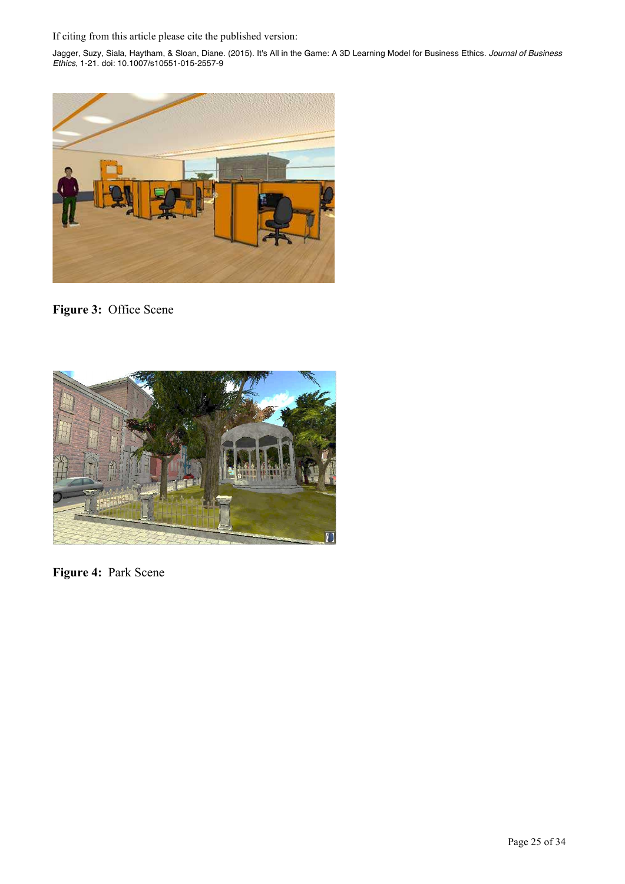**Figure 3:** Office Scene

**Figure 4:** Park Scene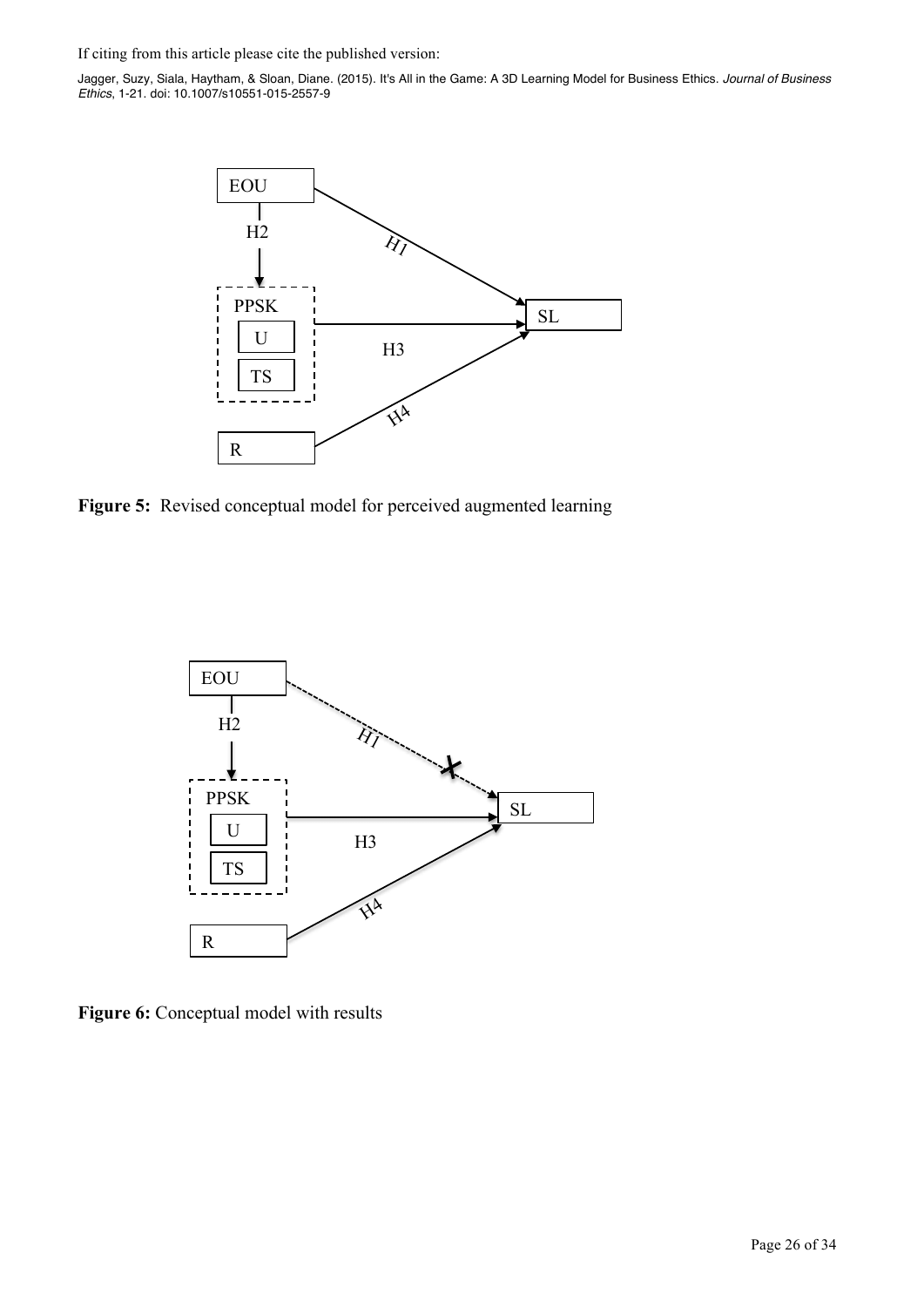**Figure 5:** Revised conceptual model for perceived augmented learning

**Figure 6:** Conceptual model with results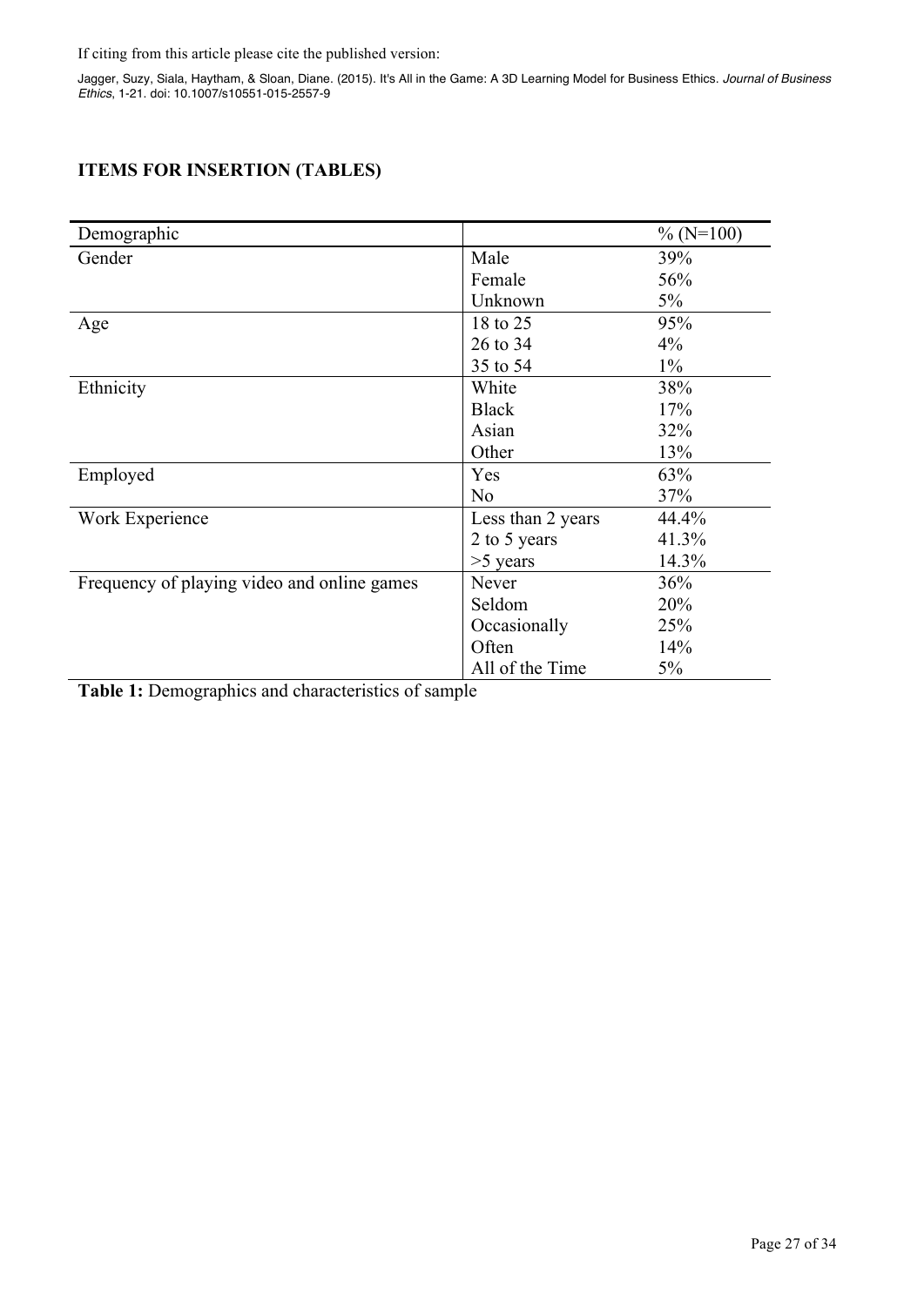## ITEMS FOR INSERTION (TABLES)

| Demographic | | % (N=100) |
|---|---|---|
| Gender | Male | 39% |
| | Female | 56% |
| | Unknown | 5% |
| Age | 18 to 25 | 95% |
| | 26 to 34 | 4% |
| | 35 to 54 | 1% |
| Ethnicity | White | 38% |
| | Black | 17% |
| | Asian | 32% |
| | Other | 13% |
| Employed | Yes | 63% |
| | No | 37% |
| Work Experience | Less than 2 years | 44.4% |
| | 2 to 5 years | 41.3% |
| | >5 years | 14.3% |
| Frequency of playing video and online games | Never | 36% |
| | Seldom | 20% |
| | Occasionally | 25% |
| | Often | 14% |
| | All of the Time | 5% |

**Table 1:** Demographics and characteristics of sample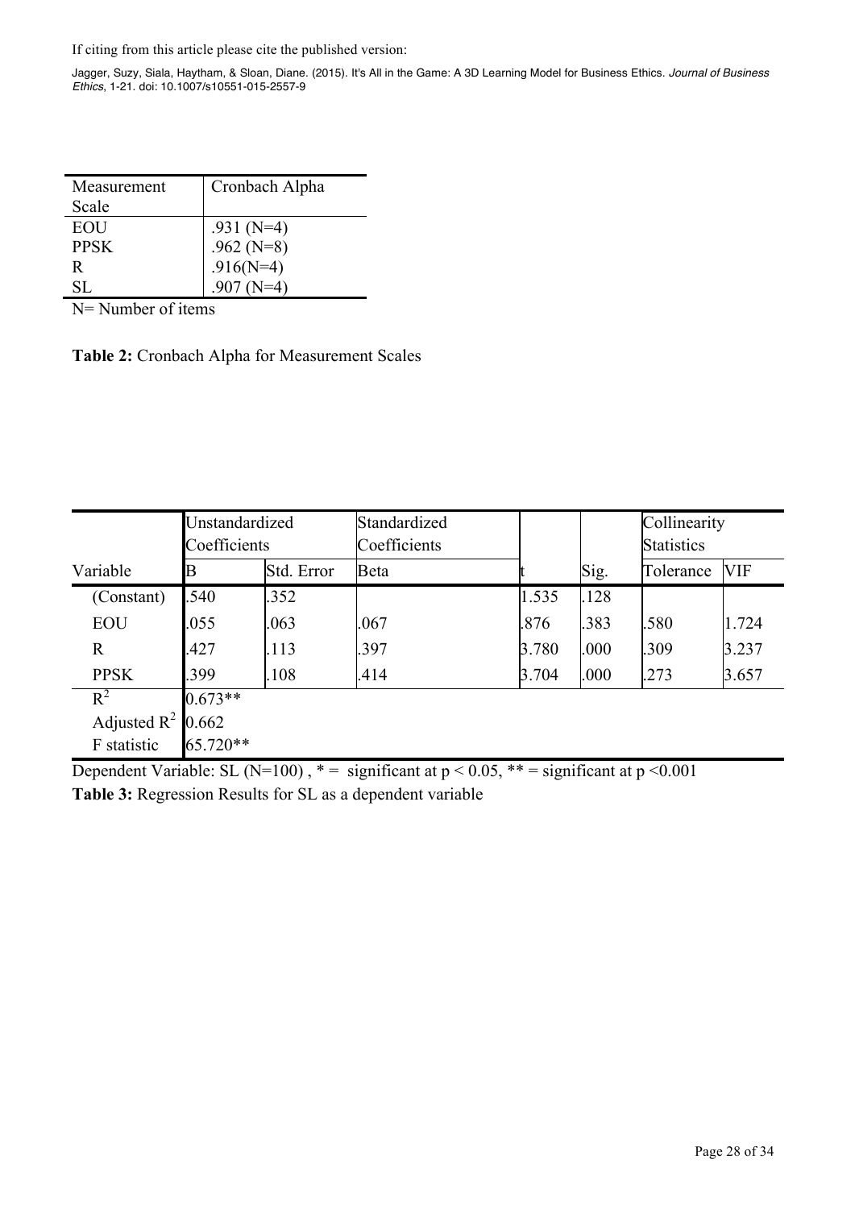If citing from this article please cite the published version:

Jagger, Suzy, Siala, Haytham, & Sloan, Diane. (2015). It's All in the Game: A 3D Learning Model for Business Ethics. *Journal of Business Ethics*, 1-21. doi: 10.1007/s10551-015-2557-9

| Measurement Scale | Cronbach Alpha |
|---|---|
| EOU | .931 (N=4) |
| PPSK | .962 (N=8) |
| R | .916(N=4) |
| SL | .907 (N=4) |

N= Number of items

**Table 2:** Cronbach Alpha for Measurement Scales

| | Unstandardized Coefficients | | Standardized Coefficients | | | Collinearity Statistics | |
|---|---|---|---|---|---|---|---|
| Variable | B | Std. Error | Beta | t | Sig. | Tolerance | VIF |
| (Constant) | .540 | .352 | | 1.535 | .128 | | |
| EOU | .055 | .063 | .067 | .876 | .383 | .580 | 1.724 |
| R | .427 | .113 | .397 | 3.780 | .000 | .309 | 3.237 |
| PPSK | .399 | .108 | .414 | 3.704 | .000 | .273 | 3.657 |
| $R^2$ | 0.673** | | | | | | |
| Adjusted $R^2$ | 0.662 | | | | | | |
| F statistic | 65.720** | | | | | | |

Dependent Variable: SL (N=100) , * = significant at $p < 0.05$, ** = significant at $p < 0.001$

**Table 3:** Regression Results for SL as a dependent variable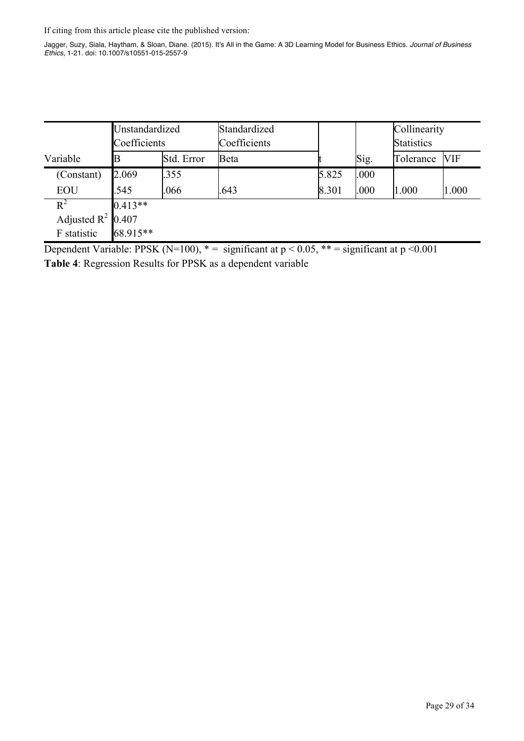If citing from this article please cite the published version:

Jagger, Suzy, Siala, Haytham, & Sloan, Diane. (2015). It's All in the Game: A 3D Learning Model for Business Ethics. *Journal of Business Ethics*, 1-21. doi: 10.1007/s10551-015-2557-9

| | Unstandardized Coefficients | | Standardized Coefficients | | | Collinearity Statistics | |
|---|---|---|---|---|---|---|---|
| Variable | B | Std. Error | Beta | t | Sig. | Tolerance | VIF |
| (Constant) | 2.069 | .355 | | 5.825 | .000 | | |
| EOU | .545 | .066 | .643 | 8.301 | .000 | 1.000 | 1.000 |
| $R^2$ | 0.413** | | | | | | |
| Adjusted $R^2$ | 0.407 | | | | | | |
| F statistic | 68.915** | | | | | | |

Dependent Variable: PPSK (N=100), * = significant at $p < 0.05$, ** = significant at $p < 0.001$

**Table 4**: Regression Results for PPSK as a dependent variable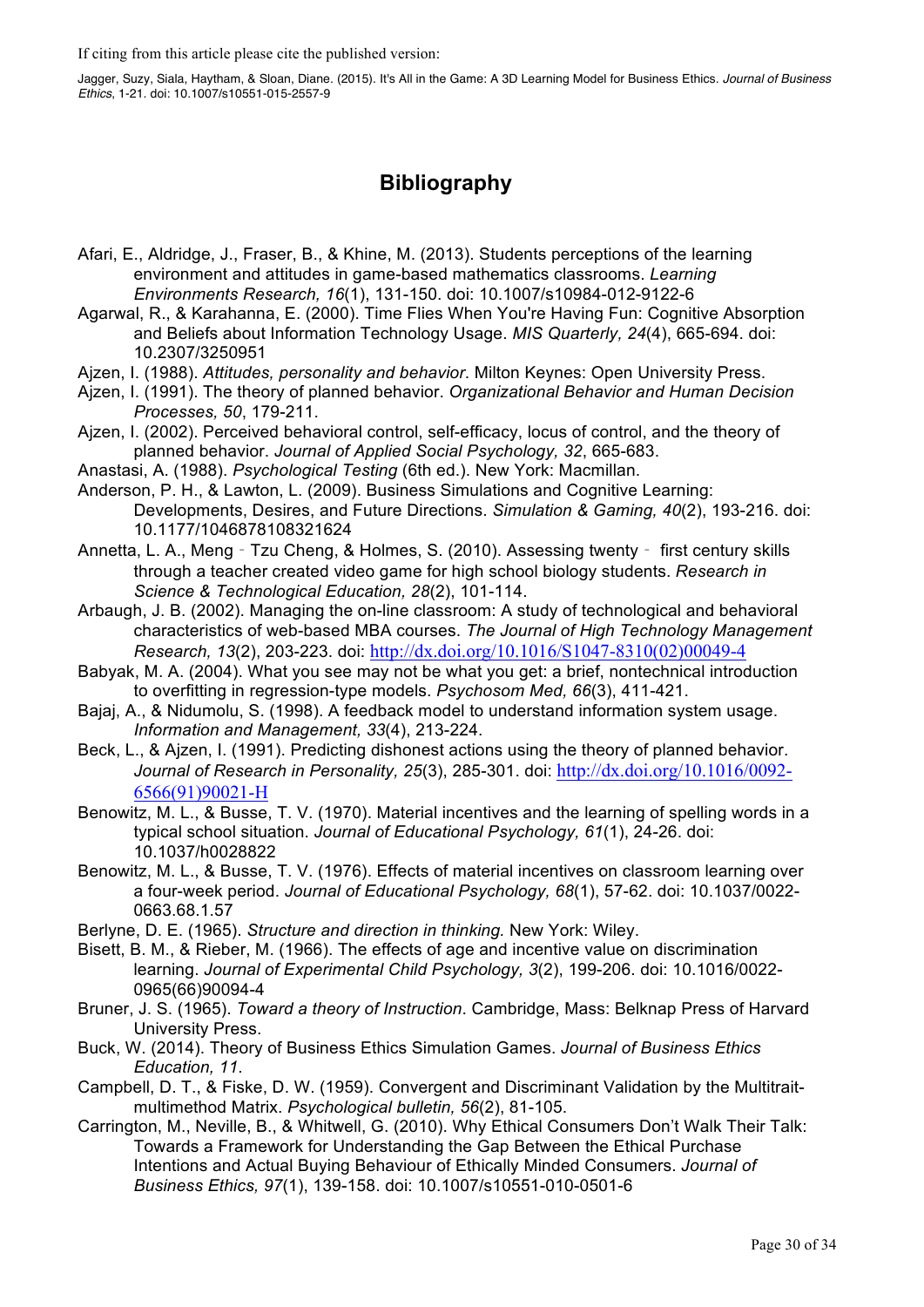If citing from this article please cite the published version:

Jagger, Suzy, Siala, Haytham, & Sloan, Diane. (2015). It's All in the Game: A 3D Learning Model for Business Ethics. *Journal of Business Ethics*, 1-21. doi: 10.1007/s10551-015-2557-9

## Bibliography

Afari, E., Aldridge, J., Fraser, B., & Khine, M. (2013). Students perceptions of the learning environment and attitudes in game-based mathematics classrooms. *Learning Environments Research, 16*(1), 131-150. doi: 10.1007/s10984-012-9122-6

Agarwal, R., & Karahanna, E. (2000). Time Flies When You're Having Fun: Cognitive Absorption and Beliefs about Information Technology Usage. *MIS Quarterly, 24*(4), 665-694. doi: 10.2307/3250951

Ajzen, I. (1988). *Attitudes, personality and behavior*. Milton Keynes: Open University Press.

Ajzen, I. (1991). The theory of planned behavior. *Organizational Behavior and Human Decision Processes, 50*, 179-211.

Ajzen, I. (2002). Perceived behavioral control, self-efficacy, locus of control, and the theory of planned behavior. *Journal of Applied Social Psychology, 32*, 665-683.

Anastasi, A. (1988). *Psychological Testing* (6th ed.). New York: Macmillan.

Anderson, P. H., & Lawton, L. (2009). Business Simulations and Cognitive Learning: Developments, Desires, and Future Directions. *Simulation & Gaming, 40*(2), 193-216. doi: 10.1177/1046878108321624

Annetta, L. A., Meng‐Tzu Cheng, & Holmes, S. (2010). Assessing twenty‐first century skills through a teacher created video game for high school biology students. *Research in Science & Technological Education, 28*(2), 101-114.

Arbaugh, J. B. (2002). Managing the on-line classroom: A study of technological and behavioral characteristics of web-based MBA courses. *The Journal of High Technology Management Research, 13*(2), 203-223. doi: http://dx.doi.org/10.1016/S1047-8310(02)00049-4

Babyak, M. A. (2004). What you see may not be what you get: a brief, nontechnical introduction to overfitting in regression-type models. *Psychosom Med, 66*(3), 411-421.

Bajaj, A., & Nidumolu, S. (1998). A feedback model to understand information system usage. *Information and Management, 33*(4), 213-224.

Beck, L., & Ajzen, I. (1991). Predicting dishonest actions using the theory of planned behavior. *Journal of Research in Personality, 25*(3), 285-301. doi: http://dx.doi.org/10.1016/0092-6566(91)90021-H

Benowitz, M. L., & Busse, T. V. (1970). Material incentives and the learning of spelling words in a typical school situation. *Journal of Educational Psychology, 61*(1), 24-26. doi: 10.1037/h0028822

Benowitz, M. L., & Busse, T. V. (1976). Effects of material incentives on classroom learning over a four-week period. *Journal of Educational Psychology, 68*(1), 57-62. doi: 10.1037/0022-0663.68.1.57

Berlyne, D. E. (1965). *Structure and direction in thinking.* New York: Wiley.

Bisett, B. M., & Rieber, M. (1966). The effects of age and incentive value on discrimination learning. *Journal of Experimental Child Psychology, 3*(2), 199-206. doi: 10.1016/0022-0965(66)90094-4

Bruner, J. S. (1965). *Toward a theory of Instruction*. Cambridge, Mass: Belknap Press of Harvard University Press.

Buck, W. (2014). Theory of Business Ethics Simulation Games. *Journal of Business Ethics Education, 11*.

Campbell, D. T., & Fiske, D. W. (1959). Convergent and Discriminant Validation by the Multitrait-multimethod Matrix. *Psychological bulletin, 56*(2), 81-105.

Carrington, M., Neville, B., & Whitwell, G. (2010). Why Ethical Consumers Don't Walk Their Talk: Towards a Framework for Understanding the Gap Between the Ethical Purchase Intentions and Actual Buying Behaviour of Ethically Minded Consumers. *Journal of Business Ethics, 97*(1), 139-158. doi: 10.1007/s10551-010-0501-6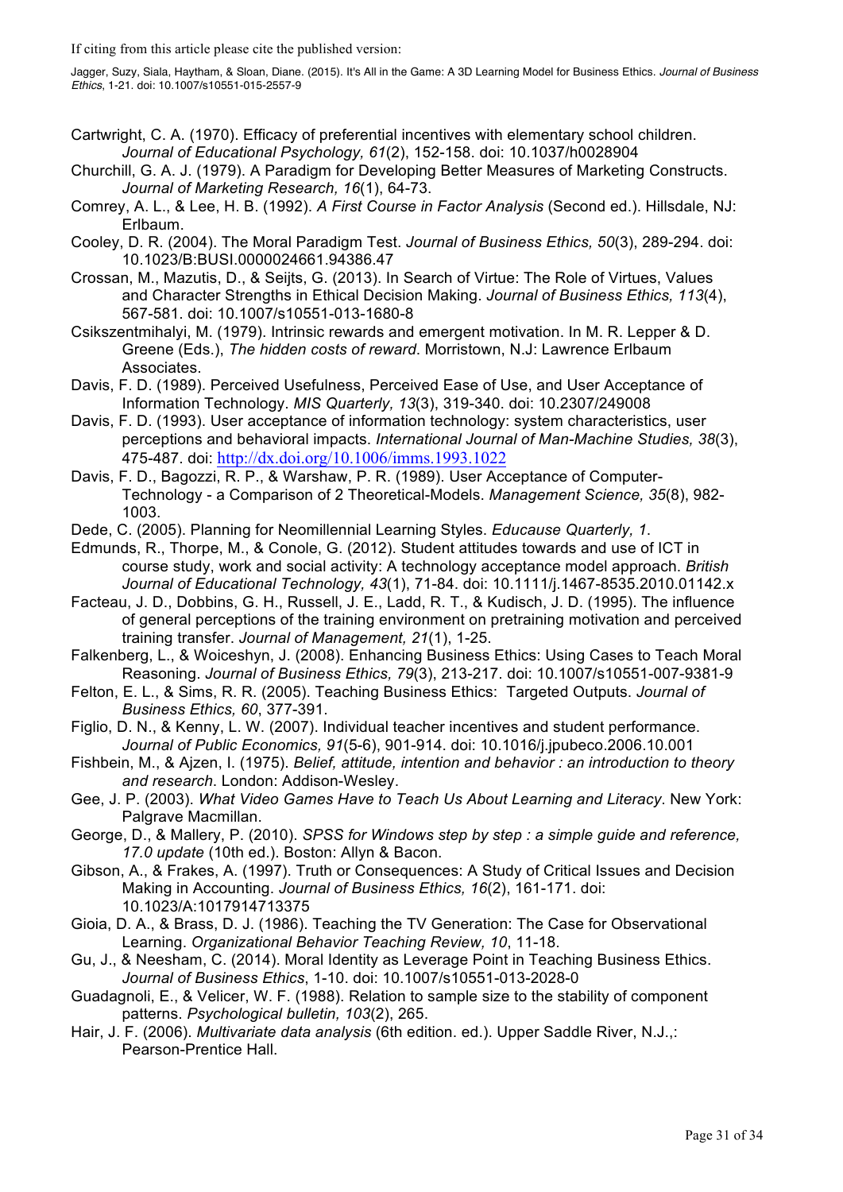Cartwright, C. A. (1970). Efficacy of preferential incentives with elementary school children. *Journal of Educational Psychology, 61*(2), 152-158. doi: 10.1037/h0028904

Churchill, G. A. J. (1979). A Paradigm for Developing Better Measures of Marketing Constructs. *Journal of Marketing Research, 16*(1), 64-73.

Comrey, A. L., & Lee, H. B. (1992). *A First Course in Factor Analysis* (Second ed.). Hillsdale, NJ: Erlbaum.

Cooley, D. R. (2004). The Moral Paradigm Test. *Journal of Business Ethics, 50*(3), 289-294. doi: 10.1023/B:BUSI.0000024661.94386.47

Crossan, M., Mazutis, D., & Seijts, G. (2013). In Search of Virtue: The Role of Virtues, Values and Character Strengths in Ethical Decision Making. *Journal of Business Ethics, 113*(4), 567-581. doi: 10.1007/s10551-013-1680-8

Csikszentmihalyi, M. (1979). Intrinsic rewards and emergent motivation. In M. R. Lepper & D. Greene (Eds.), *The hidden costs of reward*. Morristown, N.J: Lawrence Erlbaum Associates.

Davis, F. D. (1989). Perceived Usefulness, Perceived Ease of Use, and User Acceptance of Information Technology. *MIS Quarterly, 13*(3), 319-340. doi: 10.2307/249008

Davis, F. D. (1993). User acceptance of information technology: system characteristics, user perceptions and behavioral impacts. *International Journal of Man-Machine Studies, 38*(3), 475-487. doi: http://dx.doi.org/10.1006/imms.1993.1022

Davis, F. D., Bagozzi, R. P., & Warshaw, P. R. (1989). User Acceptance of Computer-Technology - a Comparison of 2 Theoretical-Models. *Management Science, 35*(8), 982-1003.

Dede, C. (2005). Planning for Neomillennial Learning Styles. *Educause Quarterly, 1*.

Edmunds, R., Thorpe, M., & Conole, G. (2012). Student attitudes towards and use of ICT in course study, work and social activity: A technology acceptance model approach. *British Journal of Educational Technology, 43*(1), 71-84. doi: 10.1111/j.1467-8535.2010.01142.x

Facteau, J. D., Dobbins, G. H., Russell, J. E., Ladd, R. T., & Kudisch, J. D. (1995). The influence of general perceptions of the training environment on pretraining motivation and perceived training transfer. *Journal of Management, 21*(1), 1-25.

Falkenberg, L., & Woiceshyn, J. (2008). Enhancing Business Ethics: Using Cases to Teach Moral Reasoning. *Journal of Business Ethics, 79*(3), 213-217. doi: 10.1007/s10551-007-9381-9

Felton, E. L., & Sims, R. R. (2005). Teaching Business Ethics: Targeted Outputs. *Journal of Business Ethics, 60*, 377-391.

Figlio, D. N., & Kenny, L. W. (2007). Individual teacher incentives and student performance. *Journal of Public Economics, 91*(5-6), 901-914. doi: 10.1016/j.jpubeco.2006.10.001

Fishbein, M., & Ajzen, I. (1975). *Belief, attitude, intention and behavior : an introduction to theory and research*. London: Addison-Wesley.

Gee, J. P. (2003). *What Video Games Have to Teach Us About Learning and Literacy*. New York: Palgrave Macmillan.

George, D., & Mallery, P. (2010). *SPSS for Windows step by step : a simple guide and reference, 17.0 update* (10th ed.). Boston: Allyn & Bacon.

Gibson, A., & Frakes, A. (1997). Truth or Consequences: A Study of Critical Issues and Decision Making in Accounting. *Journal of Business Ethics, 16*(2), 161-171. doi: 10.1023/A:1017914713375

Gioia, D. A., & Brass, D. J. (1986). Teaching the TV Generation: The Case for Observational Learning. *Organizational Behavior Teaching Review, 10*, 11-18.

Gu, J., & Neesham, C. (2014). Moral Identity as Leverage Point in Teaching Business Ethics. *Journal of Business Ethics*, 1-10. doi: 10.1007/s10551-013-2028-0

Guadagnoli, E., & Velicer, W. F. (1988). Relation to sample size to the stability of component patterns. *Psychological bulletin, 103*(2), 265.

Hair, J. F. (2006). *Multivariate data analysis* (6th edition. ed.). Upper Saddle River, N.J.,: Pearson-Prentice Hall.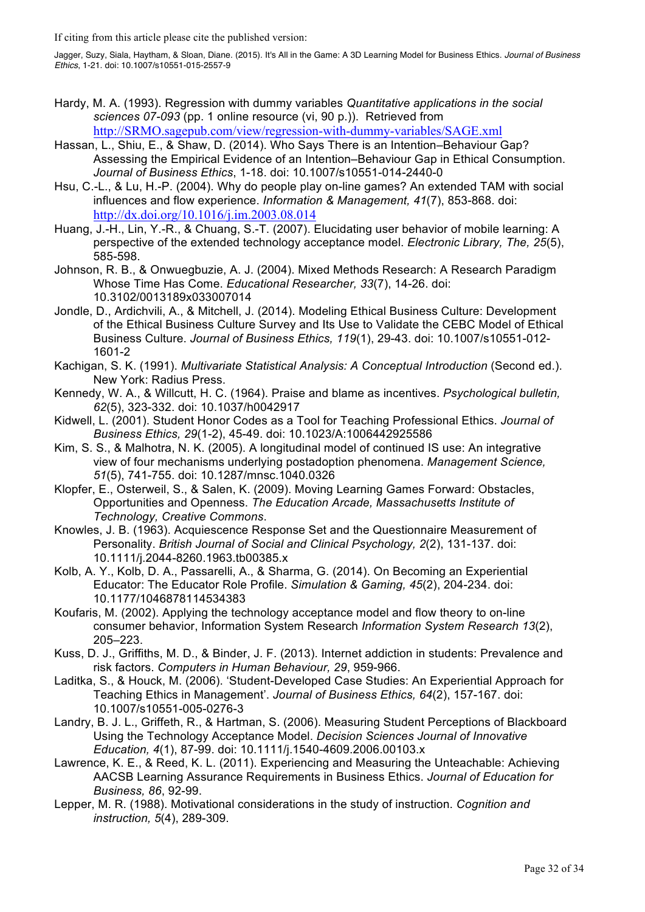Hardy, M. A. (1993). Regression with dummy variables *Quantitative applications in the social sciences 07-093* (pp. 1 online resource (vi, 90 p.)). Retrieved from http://SRMO.sagepub.com/view/regression-with-dummy-variables/SAGE.xml

Hassan, L., Shiu, E., & Shaw, D. (2014). Who Says There is an Intention–Behaviour Gap? Assessing the Empirical Evidence of an Intention–Behaviour Gap in Ethical Consumption. *Journal of Business Ethics*, 1-18. doi: 10.1007/s10551-014-2440-0

Hsu, C.-L., & Lu, H.-P. (2004). Why do people play on-line games? An extended TAM with social influences and flow experience. *Information & Management, 41*(7), 853-868. doi: http://dx.doi.org/10.1016/j.im.2003.08.014

Huang, J.-H., Lin, Y.-R., & Chuang, S.-T. (2007). Elucidating user behavior of mobile learning: A perspective of the extended technology acceptance model. *Electronic Library, The, 25*(5), 585-598.

Johnson, R. B., & Onwuegbuzie, A. J. (2004). Mixed Methods Research: A Research Paradigm Whose Time Has Come. *Educational Researcher, 33*(7), 14-26. doi: 10.3102/0013189x033007014

Jondle, D., Ardichvili, A., & Mitchell, J. (2014). Modeling Ethical Business Culture: Development of the Ethical Business Culture Survey and Its Use to Validate the CEBC Model of Ethical Business Culture. *Journal of Business Ethics, 119*(1), 29-43. doi: 10.1007/s10551-012-1601-2

Kachigan, S. K. (1991). *Multivariate Statistical Analysis: A Conceptual Introduction* (Second ed.). New York: Radius Press.

Kennedy, W. A., & Willcutt, H. C. (1964). Praise and blame as incentives. *Psychological bulletin, 62*(5), 323-332. doi: 10.1037/h0042917

Kidwell, L. (2001). Student Honor Codes as a Tool for Teaching Professional Ethics. *Journal of Business Ethics, 29*(1-2), 45-49. doi: 10.1023/A:1006442925586

Kim, S. S., & Malhotra, N. K. (2005). A longitudinal model of continued IS use: An integrative view of four mechanisms underlying postadoption phenomena. *Management Science, 51*(5), 741-755. doi: 10.1287/mnsc.1040.0326

Klopfer, E., Osterweil, S., & Salen, K. (2009). Moving Learning Games Forward: Obstacles, Opportunities and Openness. *The Education Arcade, Massachusetts Institute of Technology, Creative Commons*.

Knowles, J. B. (1963). Acquiescence Response Set and the Questionnaire Measurement of Personality. *British Journal of Social and Clinical Psychology, 2*(2), 131-137. doi: 10.1111/j.2044-8260.1963.tb00385.x

Kolb, A. Y., Kolb, D. A., Passarelli, A., & Sharma, G. (2014). On Becoming an Experiential Educator: The Educator Role Profile. *Simulation & Gaming, 45*(2), 204-234. doi: 10.1177/1046878114534383

Koufaris, M. (2002). Applying the technology acceptance model and flow theory to on-line consumer behavior, Information System Research *Information System Research 13*(2), 205–223.

Kuss, D. J., Griffiths, M. D., & Binder, J. F. (2013). Internet addiction in students: Prevalence and risk factors. *Computers in Human Behaviour, 29*, 959-966.

Laditka, S., & Houck, M. (2006). 'Student-Developed Case Studies: An Experiential Approach for Teaching Ethics in Management'. *Journal of Business Ethics, 64*(2), 157-167. doi: 10.1007/s10551-005-0276-3

Landry, B. J. L., Griffeth, R., & Hartman, S. (2006). Measuring Student Perceptions of Blackboard Using the Technology Acceptance Model. *Decision Sciences Journal of Innovative Education, 4*(1), 87-99. doi: 10.1111/j.1540-4609.2006.00103.x

Lawrence, K. E., & Reed, K. L. (2011). Experiencing and Measuring the Unteachable: Achieving AACSB Learning Assurance Requirements in Business Ethics. *Journal of Education for Business, 86*, 92-99.

Lepper, M. R. (1988). Motivational considerations in the study of instruction. *Cognition and instruction, 5*(4), 289-309.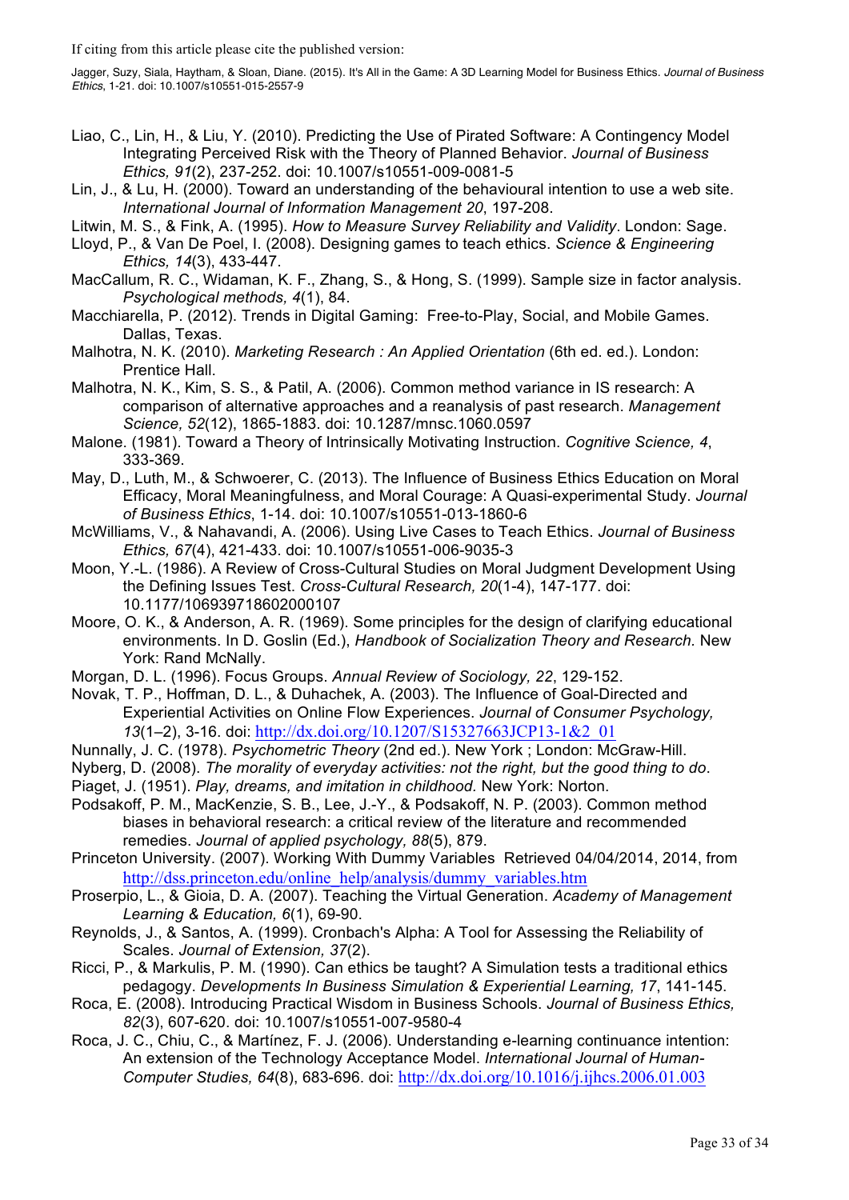Liao, C., Lin, H., & Liu, Y. (2010). Predicting the Use of Pirated Software: A Contingency Model Integrating Perceived Risk with the Theory of Planned Behavior. *Journal of Business Ethics, 91*(2), 237-252. doi: 10.1007/s10551-009-0081-5

Lin, J., & Lu, H. (2000). Toward an understanding of the behavioural intention to use a web site. *International Journal of Information Management 20*, 197-208.

Litwin, M. S., & Fink, A. (1995). *How to Measure Survey Reliability and Validity*. London: Sage.

Lloyd, P., & Van De Poel, I. (2008). Designing games to teach ethics. *Science & Engineering Ethics, 14*(3), 433-447.

MacCallum, R. C., Widaman, K. F., Zhang, S., & Hong, S. (1999). Sample size in factor analysis. *Psychological methods, 4*(1), 84.

Macchiarella, P. (2012). Trends in Digital Gaming: Free-to-Play, Social, and Mobile Games. Dallas, Texas.

Malhotra, N. K. (2010). *Marketing Research : An Applied Orientation* (6th ed. ed.). London: Prentice Hall.

Malhotra, N. K., Kim, S. S., & Patil, A. (2006). Common method variance in IS research: A comparison of alternative approaches and a reanalysis of past research. *Management Science, 52*(12), 1865-1883. doi: 10.1287/mnsc.1060.0597

Malone. (1981). Toward a Theory of Intrinsically Motivating Instruction. *Cognitive Science, 4*, 333-369.

May, D., Luth, M., & Schwoerer, C. (2013). The Influence of Business Ethics Education on Moral Efficacy, Moral Meaningfulness, and Moral Courage: A Quasi-experimental Study. *Journal of Business Ethics*, 1-14. doi: 10.1007/s10551-013-1860-6

McWilliams, V., & Nahavandi, A. (2006). Using Live Cases to Teach Ethics. *Journal of Business Ethics, 67*(4), 421-433. doi: 10.1007/s10551-006-9035-3

Moon, Y.-L. (1986). A Review of Cross-Cultural Studies on Moral Judgment Development Using the Defining Issues Test. *Cross-Cultural Research, 20*(1-4), 147-177. doi: 10.1177/106939718602000107

Moore, O. K., & Anderson, A. R. (1969). Some principles for the design of clarifying educational environments. In D. Goslin (Ed.), *Handbook of Socialization Theory and Research.* New York: Rand McNally.

Morgan, D. L. (1996). Focus Groups. *Annual Review of Sociology, 22*, 129-152.

Novak, T. P., Hoffman, D. L., & Duhachek, A. (2003). The Influence of Goal-Directed and Experiential Activities on Online Flow Experiences. *Journal of Consumer Psychology, 13*(1–2), 3-16. doi: http://dx.doi.org/10.1207/S15327663JCP13-1&2_01

Nunnally, J. C. (1978). *Psychometric Theory* (2nd ed.). New York ; London: McGraw-Hill.

Nyberg, D. (2008). *The morality of everyday activities: not the right, but the good thing to do*.

Piaget, J. (1951). *Play, dreams, and imitation in childhood.* New York: Norton.

Podsakoff, P. M., MacKenzie, S. B., Lee, J.-Y., & Podsakoff, N. P. (2003). Common method biases in behavioral research: a critical review of the literature and recommended remedies. *Journal of applied psychology, 88*(5), 879.

Princeton University. (2007). Working With Dummy Variables Retrieved 04/04/2014, 2014, from http://dss.princeton.edu/online_help/analysis/dummy_variables.htm

Proserpio, L., & Gioia, D. A. (2007). Teaching the Virtual Generation. *Academy of Management Learning & Education, 6*(1), 69-90.

Reynolds, J., & Santos, A. (1999). Cronbach's Alpha: A Tool for Assessing the Reliability of Scales. *Journal of Extension, 37*(2).

Ricci, P., & Markulis, P. M. (1990). Can ethics be taught? A Simulation tests a traditional ethics pedagogy. *Developments In Business Simulation & Experiential Learning, 17*, 141-145.

Roca, E. (2008). Introducing Practical Wisdom in Business Schools. *Journal of Business Ethics, 82*(3), 607-620. doi: 10.1007/s10551-007-9580-4

Roca, J. C., Chiu, C., & Martínez, F. J. (2006). Understanding e-learning continuance intention: An extension of the Technology Acceptance Model. *International Journal of Human-Computer Studies, 64*(8), 683-696. doi: http://dx.doi.org/10.1016/j.ijhcs.2006.01.003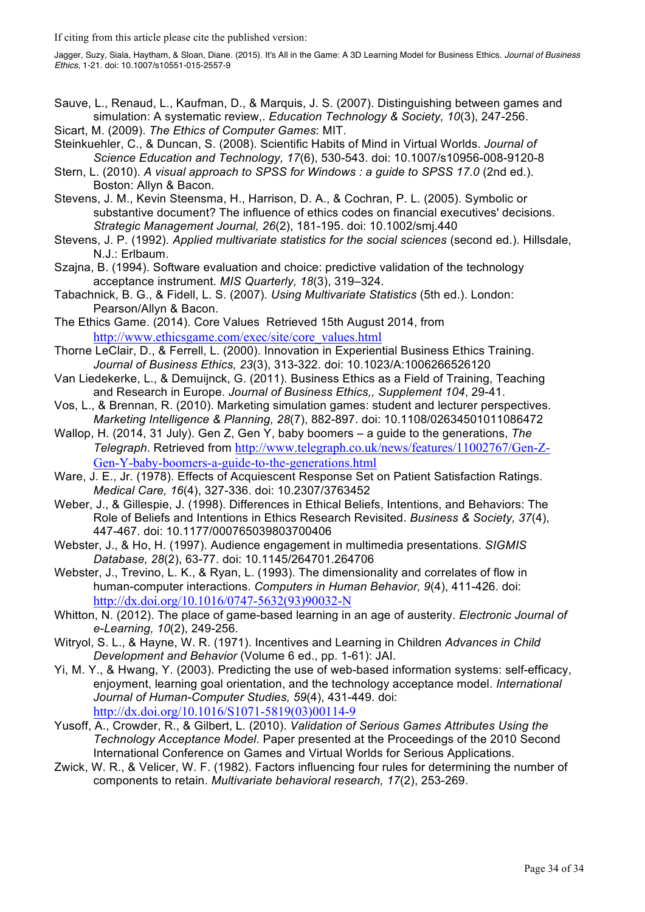Sauve, L., Renaud, L., Kaufman, D., & Marquis, J. S. (2007). Distinguishing between games and simulation: A systematic review,. *Education Technology & Society, 10*(3), 247-256.

Sicart, M. (2009). *The Ethics of Computer Games*: MIT.

Steinkuehler, C., & Duncan, S. (2008). Scientific Habits of Mind in Virtual Worlds. *Journal of Science Education and Technology, 17*(6), 530-543. doi: 10.1007/s10956-008-9120-8

Stern, L. (2010). *A visual approach to SPSS for Windows : a guide to SPSS 17.0* (2nd ed.). Boston: Allyn & Bacon.

Stevens, J. M., Kevin Steensma, H., Harrison, D. A., & Cochran, P. L. (2005). Symbolic or substantive document? The influence of ethics codes on financial executives' decisions. *Strategic Management Journal, 26*(2), 181-195. doi: 10.1002/smj.440

Stevens, J. P. (1992). *Applied multivariate statistics for the social sciences* (second ed.). Hillsdale, N.J.: Erlbaum.

Szajna, B. (1994). Software evaluation and choice: predictive validation of the technology acceptance instrument. *MIS Quarterly, 18*(3), 319–324.

Tabachnick, B. G., & Fidell, L. S. (2007). *Using Multivariate Statistics* (5th ed.). London: Pearson/Allyn & Bacon.

The Ethics Game. (2014). Core Values Retrieved 15th August 2014, from http://www.ethicsgame.com/exec/site/core_values.html

Thorne LeClair, D., & Ferrell, L. (2000). Innovation in Experiential Business Ethics Training. *Journal of Business Ethics, 23*(3), 313-322. doi: 10.1023/A:1006266526120

Van Liedekerke, L., & Demuijnck, G. (2011). Business Ethics as a Field of Training, Teaching and Research in Europe. *Journal of Business Ethics,, Supplement 104*, 29-41.

Vos, L., & Brennan, R. (2010). Marketing simulation games: student and lecturer perspectives. *Marketing Intelligence & Planning, 28*(7), 882-897. doi: 10.1108/02634501011086472

Wallop, H. (2014, 31 July). Gen Z, Gen Y, baby boomers – a guide to the generations, *The Telegraph*. Retrieved from http://www.telegraph.co.uk/news/features/11002767/Gen-Z-Gen-Y-baby-boomers-a-guide-to-the-generations.html

Ware, J. E., Jr. (1978). Effects of Acquiescent Response Set on Patient Satisfaction Ratings. *Medical Care, 16*(4), 327-336. doi: 10.2307/3763452

Weber, J., & Gillespie, J. (1998). Differences in Ethical Beliefs, Intentions, and Behaviors: The Role of Beliefs and Intentions in Ethics Research Revisited. *Business & Society, 37*(4), 447-467. doi: 10.1177/000765039803700406

Webster, J., & Ho, H. (1997). Audience engagement in multimedia presentations. *SIGMIS Database, 28*(2), 63-77. doi: 10.1145/264701.264706

Webster, J., Trevino, L. K., & Ryan, L. (1993). The dimensionality and correlates of flow in human-computer interactions. *Computers in Human Behavior, 9*(4), 411-426. doi: http://dx.doi.org/10.1016/0747-5632(93)90032-N

Whitton, N. (2012). The place of game-based learning in an age of austerity. *Electronic Journal of e-Learning, 10*(2), 249-256.

Witryol, S. L., & Hayne, W. R. (1971). Incentives and Learning in Children *Advances in Child Development and Behavior* (Volume 6 ed., pp. 1-61): JAI.

Yi, M. Y., & Hwang, Y. (2003). Predicting the use of web-based information systems: self-efficacy, enjoyment, learning goal orientation, and the technology acceptance model. *International Journal of Human-Computer Studies, 59*(4), 431-449. doi: http://dx.doi.org/10.1016/S1071-5819(03)00114-9

Yusoff, A., Crowder, R., & Gilbert, L. (2010). *Validation of Serious Games Attributes Using the Technology Acceptance Model*. Paper presented at the Proceedings of the 2010 Second International Conference on Games and Virtual Worlds for Serious Applications.

Zwick, W. R., & Velicer, W. F. (1982). Factors influencing four rules for determining the number of components to retain. *Multivariate behavioral research, 17*(2), 253-269.